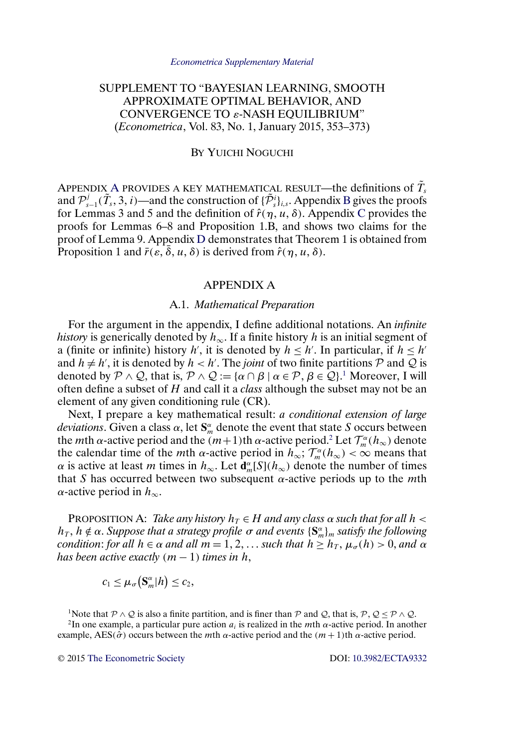# SUPPLEMENT TO "BAYESIAN LEARNING, SMOOTH APPROXIMATE OPTIMAL BEHAVIOR, AND CONVERGENCE TO $\varepsilon$-NASH EQUILIBRIUM"

(*Econometrica*, Vol. 83, No. 1, January 2015, 353–373)

BY YUICHI NOGUCHI

APPENDIX A PROVIDES A KEY MATHEMATICAL RESULT—the definitions of $\tilde{T}_s$ and $\mathcal{P}^j_{s-1}(\tilde{T}_s, 3, i)$—and the construction of $\{\tilde{\mathcal{P}}^i_s\}_{i,s}$. Appendix B gives the proofs for Lemmas 3 and 5 and the definition of $\hat{r}(\eta, u, \delta)$. Appendix C provides the proofs for Lemmas 6–8 and Proposition 1.B, and shows two claims for the proof of Lemma 9. Appendix D demonstrates that Theorem 1 is obtained from Proposition 1 and $\bar{r}(\varepsilon, \bar{\delta}, u, \delta)$ is derived from $\hat{r}(\eta, u, \delta)$.

## APPENDIX A

### A.1. *Mathematical Preparation*

For the argument in the appendix, I define additional notations. An *infinite history* is generically denoted by $h_\infty$. If a finite history $h$ is an initial segment of a (finite or infinite) history $h'$, it is denoted by $h \leq h'$. In particular, if $h \leq h'$ and $h \neq h'$, it is denoted by $h < h'$. The *joint* of two finite partitions $\mathcal{P}$ and $\mathcal{Q}$ is denoted by $\mathcal{P} \wedge \mathcal{Q}$, that is, $\mathcal{P} \wedge \mathcal{Q} := \{\alpha \cap \beta \mid \alpha \in \mathcal{P}, \beta \in \mathcal{Q}\}$.[1] Moreover, I will often define a subset of $H$ and call it a *class* although the subset may not be an element of any given conditioning rule (CR).

Next, I prepare a key mathematical result: *a conditional extension of large deviations*. Given a class $\alpha$, let $\mathbf{S}^\alpha_m$ denote the event that state $S$ occurs between the $m$th $\alpha$-active period and the $(m+1)$th $\alpha$-active period.[2] Let $\mathcal{T}^\alpha_m(h_\infty)$ denote the calendar time of the $m$th $\alpha$-active period in $h_\infty$; $\mathcal{T}^\alpha_m(h_\infty) < \infty$ means that $\alpha$ is active at least $m$ times in $h_\infty$. Let $\mathbf{d}^\alpha_m[S](h_\infty)$ denote the number of times that $S$ has occurred between two subsequent $\alpha$-active periods up to the $m$th $\alpha$-active period in $h_\infty$.

PROPOSITION A: *Take any history $h_T \in H$ and any class $\alpha$ such that for all $h < h_T$, $h \notin \alpha$. Suppose that a strategy profile $\sigma$ and events $\{\mathbf{S}^\alpha_m\}_m$ satisfy the following condition: for all $h \in \alpha$ and all $m = 1, 2, \dots$ such that $h \geq h_T$, $\mu_\sigma(h) > 0$, and $\alpha$ has been active exactly $(m-1)$ times in $h$,*

$$c_1 \leq \mu_\sigma(\mathbf{S}^\alpha_m | h) \leq c_2,$$

[1] Note that $\mathcal{P} \wedge \mathcal{Q}$ is also a finite partition, and is finer than $\mathcal{P}$ and $\mathcal{Q}$, that is, $\mathcal{P}, \mathcal{Q} \leq \mathcal{P} \wedge \mathcal{Q}$.

[2] In one example, a particular pure action $a_i$ is realized in the $m$th $\alpha$-active period. In another example, AES($\hat{\sigma}$) occurs between the $m$th $\alpha$-active period and the $(m+1)$th $\alpha$-active period.

© 2015 The Econometric Society DOI: 10.3982/ECTA9332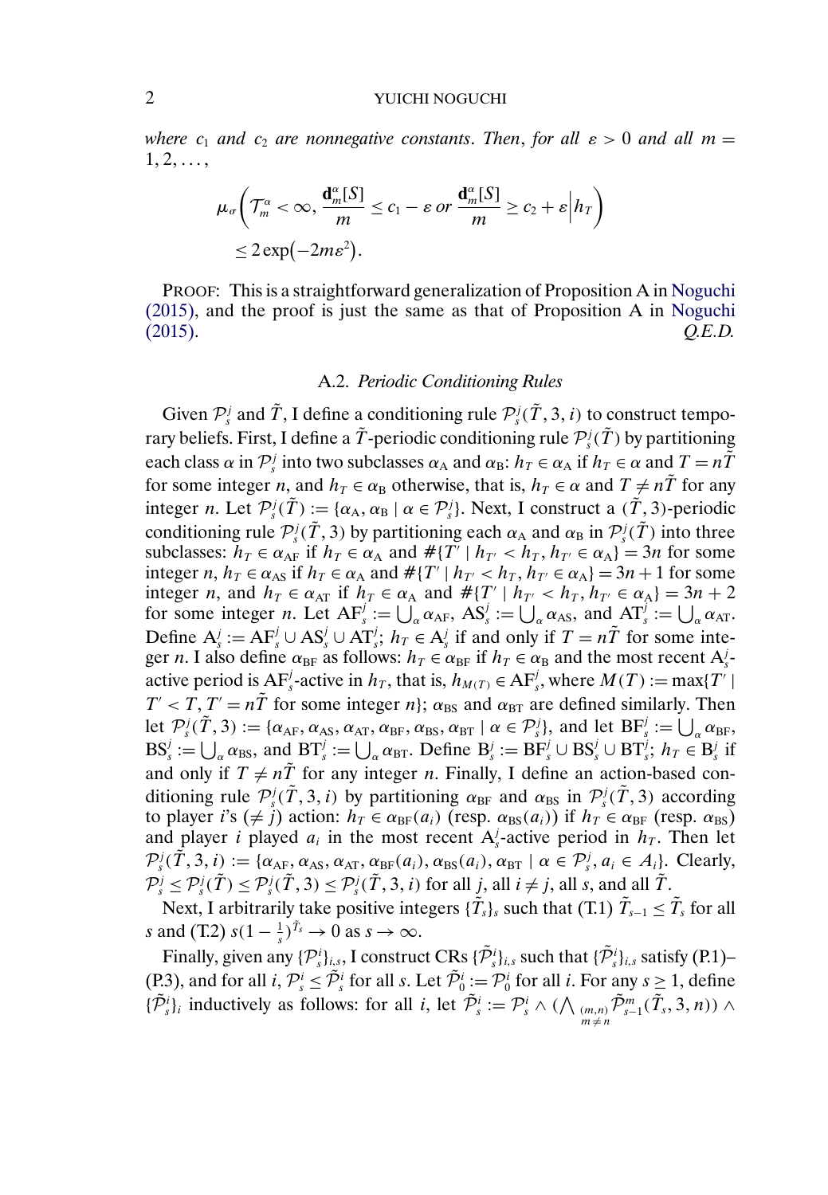*where $c_1$ and $c_2$ are nonnegative constants. Then, for all $\varepsilon > 0$ and all $m = 1, 2, \dots$,*

$$\mu_\sigma\left(\mathcal{T}_m^\alpha < \infty, \frac{\mathbf{d}_m^\alpha[S]}{m} \le c_1 - \varepsilon \text{ or } \frac{\mathbf{d}_m^\alpha[S]}{m} \ge c_2 + \varepsilon \,\Big|\, h_T\right)$$
$$\le 2\exp(-2m\varepsilon^2).$$

PROOF: This is a straightforward generalization of Proposition A in Noguchi (2015), and the proof is just the same as that of Proposition A in Noguchi (2015). *Q.E.D.*

### A.2. *Periodic Conditioning Rules*

Given $\mathcal{P}_s^j$ and $\tilde{T}$, I define a conditioning rule $\mathcal{P}_s^j(\tilde{T}, 3, i)$ to construct temporary beliefs. First, I define a $\tilde{T}$-periodic conditioning rule $\mathcal{P}_s^j(\tilde{T})$ by partitioning each class $\alpha$ in $\mathcal{P}_s^j$ into two subclasses $\alpha_{\mathrm{A}}$ and $\alpha_{\mathrm{B}}$: $h_T \in \alpha_{\mathrm{A}}$ if $h_T \in \alpha$ and $T = n\tilde{T}$ for some integer $n$, and $h_T \in \alpha_{\mathrm{B}}$ otherwise, that is, $h_T \in \alpha$ and $T \neq n\tilde{T}$ for any integer $n$. Let $\mathcal{P}_s^j(\tilde{T}) := \{\alpha_{\mathrm{A}}, \alpha_{\mathrm{B}} \mid \alpha \in \mathcal{P}_s^j\}$. Next, I construct a $(\tilde{T}, 3)$-periodic conditioning rule $\mathcal{P}_s^j(\tilde{T}, 3)$ by partitioning each $\alpha_{\mathrm{A}}$ and $\alpha_{\mathrm{B}}$ in $\mathcal{P}_s^j(\tilde{T})$ into three subclasses: $h_T \in \alpha_{\mathrm{AF}}$ if $h_T \in \alpha_{\mathrm{A}}$ and $\#\{T' \mid h_{T'} < h_T, h_{T'} \in \alpha_{\mathrm{A}}\} = 3n$ for some integer $n$, $h_T \in \alpha_{\mathrm{AS}}$ if $h_T \in \alpha_{\mathrm{A}}$ and $\#\{T' \mid h_{T'} < h_T, h_{T'} \in \alpha_{\mathrm{A}}\} = 3n + 1$ for some integer $n$, and $h_T \in \alpha_{\mathrm{AT}}$ if $h_T \in \alpha_{\mathrm{A}}$ and $\#\{T' \mid h_{T'} < h_T, h_{T'} \in \alpha_{\mathrm{A}}\} = 3n + 2$ for some integer $n$. Let $\mathrm{AF}_s^j := \bigcup_\alpha \alpha_{\mathrm{AF}}$, $\mathrm{AS}_s^j := \bigcup_\alpha \alpha_{\mathrm{AS}}$, and $\mathrm{AT}_s^j := \bigcup_\alpha \alpha_{\mathrm{AT}}$. Define $\mathrm{A}_s^j := \mathrm{AF}_s^j \cup \mathrm{AS}_s^j \cup \mathrm{AT}_s^j$; $h_T \in \mathrm{A}_s^j$ if and only if $T = n\tilde{T}$ for some integer $n$. I also define $\alpha_{\mathrm{BF}}$ as follows: $h_T \in \alpha_{\mathrm{BF}}$ if $h_T \in \alpha_{\mathrm{B}}$ and the most recent $\mathrm{A}_s^j$-active period is $\mathrm{AF}_s^j$-active in $h_T$, that is, $h_{M(T)} \in \mathrm{AF}_s^j$, where $M(T) := \max\{T' \mid T' < T, T' = n\tilde{T}$ for some integer $n\}$; $\alpha_{\mathrm{BS}}$ and $\alpha_{\mathrm{BT}}$ are defined similarly. Then let $\mathcal{P}_s^j(\tilde{T}, 3) := \{\alpha_{\mathrm{AF}}, \alpha_{\mathrm{AS}}, \alpha_{\mathrm{AT}}, \alpha_{\mathrm{BF}}, \alpha_{\mathrm{BS}}, \alpha_{\mathrm{BT}} \mid \alpha \in \mathcal{P}_s^j\}$, and let $\mathrm{BF}_s^j := \bigcup_\alpha \alpha_{\mathrm{BF}}$, $\mathrm{BS}_s^j := \bigcup_\alpha \alpha_{\mathrm{BS}}$, and $\mathrm{BT}_s^j := \bigcup_\alpha \alpha_{\mathrm{BT}}$. Define $\mathrm{B}_s^j := \mathrm{BF}_s^j \cup \mathrm{BS}_s^j \cup \mathrm{BT}_s^j$; $h_T \in \mathrm{B}_s^j$ if and only if $T \neq n\tilde{T}$ for any integer $n$. Finally, I define an action-based conditioning rule $\mathcal{P}_s^j(\tilde{T}, 3, i)$ by partitioning $\alpha_{\mathrm{BF}}$ and $\alpha_{\mathrm{BS}}$ in $\mathcal{P}_s^j(\tilde{T}, 3)$ according to player $i$'s ($\neq j$) action: $h_T \in \alpha_{\mathrm{BF}}(a_i)$ (resp. $\alpha_{\mathrm{BS}}(a_i)$) if $h_T \in \alpha_{\mathrm{BF}}$ (resp. $\alpha_{\mathrm{BS}}$) and player $i$ played $a_i$ in the most recent $\mathrm{A}_s^j$-active period in $h_T$. Then let $\mathcal{P}_s^j(\tilde{T}, 3, i) := \{\alpha_{\mathrm{AF}}, \alpha_{\mathrm{AS}}, \alpha_{\mathrm{AT}}, \alpha_{\mathrm{BF}}(a_i), \alpha_{\mathrm{BS}}(a_i), \alpha_{\mathrm{BT}} \mid \alpha \in \mathcal{P}_s^j, a_i \in A_i\}$. Clearly, $\mathcal{P}_s^j \le \mathcal{P}_s^j(\tilde{T}) \le \mathcal{P}_s^j(\tilde{T}, 3) \le \mathcal{P}_s^j(\tilde{T}, 3, i)$ for all $j$, all $i \neq j$, all $s$, and all $\tilde{T}$.

Next, I arbitrarily take positive integers $\{\tilde{T}_s\}_s$ such that (T.1) $\tilde{T}_{s-1} \le \tilde{T}_s$ for all $s$ and (T.2) $s(1 - \frac{1}{s})^{\tilde{T}_s} \to 0$ as $s \to \infty$.

Finally, given any $\{\mathcal{P}_s^i\}_{i,s}$, I construct CRs $\{\tilde{\mathcal{P}}_s^i\}_{i,s}$ such that $\{\tilde{\mathcal{P}}_s^i\}_{i,s}$ satisfy (P.1)–(P.3), and for all $i$, $\mathcal{P}_s^i \le \tilde{\mathcal{P}}_s^i$ for all $s$. Let $\tilde{\mathcal{P}}_0^i := \mathcal{P}_0^i$ for all $i$. For any $s \ge 1$, define $\{\tilde{\mathcal{P}}_s^i\}_i$ inductively as follows: for all $i$, let $\tilde{\mathcal{P}}_s^i := \mathcal{P}_s^i \wedge (\bigwedge_{\substack{(m,n) \\ m \neq n}} \tilde{\mathcal{P}}_{s-1}^m(\tilde{T}_s, 3, n)) \wedge$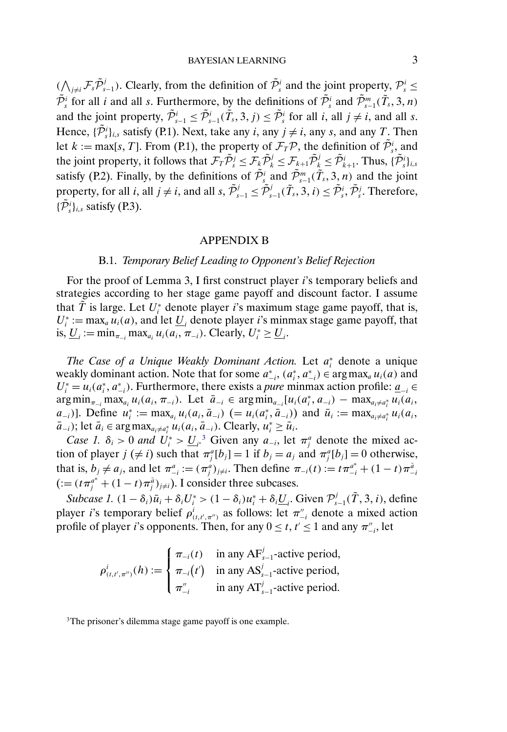$(\bigwedge_{j\neq i} \mathcal{F}_s \tilde{\mathcal{P}}^j_{s-1})$. Clearly, from the definition of $\tilde{\mathcal{P}}^i_s$ and the joint property, $\mathcal{P}^i_s \leq \tilde{\mathcal{P}}^i_s$ for all $i$ and all $s$. Furthermore, by the definitions of $\tilde{\mathcal{P}}^i_s$ and $\tilde{\mathcal{P}}^m_{s-1}(\tilde{T}_s, 3, n)$ and the joint property, $\tilde{\mathcal{P}}^i_{s-1} \leq \tilde{\mathcal{P}}^i_{s-1}(\tilde{T}_s, 3, j) \leq \tilde{\mathcal{P}}^i_s$ for all $i$, all $j \neq i$, and all $s$. Hence, $\{\tilde{\mathcal{P}}^i_s\}_{i,s}$ satisfy (P.1). Next, take any $i$, any $j \neq i$, any $s$, and any $T$. Then let $k := \max[s, T]$. From (P.1), the property of $\mathcal{F}_T \mathcal{P}$, the definition of $\tilde{\mathcal{P}}^i_s$, and the joint property, it follows that $\mathcal{F}_T \tilde{\mathcal{P}}^j_s \leq \mathcal{F}_k \tilde{\mathcal{P}}^j_k \leq \mathcal{F}_{k+1} \tilde{\mathcal{P}}^j_k \leq \tilde{\mathcal{P}}^i_{k+1}$. Thus, $\{\tilde{\mathcal{P}}^i_s\}_{i,s}$ satisfy (P.2). Finally, by the definitions of $\tilde{\mathcal{P}}^i_s$ and $\tilde{\mathcal{P}}^m_{s-1}(\tilde{T}_s, 3, n)$ and the joint property, for all $i$, all $j \neq i$, and all $s$, $\tilde{\mathcal{P}}^j_{s-1} \leq \tilde{\mathcal{P}}^j_{s-1}(\tilde{T}_s, 3, i) \leq \tilde{\mathcal{P}}^i_s, \tilde{\mathcal{P}}^j_s$. Therefore, $\{\tilde{\mathcal{P}}^i_s\}_{i,s}$ satisfy (P.3).

## APPENDIX B

### B.1. *Temporary Belief Leading to Opponent's Belief Rejection*

For the proof of Lemma 3, I first construct player $i$'s temporary beliefs and strategies according to her stage game payoff and discount factor. I assume that $\tilde{T}$ is large. Let $U^*_i$ denote player $i$'s maximum stage game payoff, that is, $U^*_i := \max_a u_i(a)$, and let $\underline{U}_i$ denote player $i$'s minmax stage game payoff, that is, $\underline{U}_i := \min_{\pi_{-i}} \max_{a_i} u_i(a_i, \pi_{-i})$. Clearly, $U^*_i \geq \underline{U}_i$.

*The Case of a Unique Weakly Dominant Action.* Let $a^*_i$ denote a unique weakly dominant action. Note that for some $a^*_{-i}$, $(a^*_i, a^*_{-i}) \in \arg\max_a u_i(a)$ and $U^*_i = u_i(a^*_i, a^*_{-i})$. Furthermore, there exists a *pure* minmax action profile: $\underline{a}_{-i} \in \arg\min_{\pi_{-i}} \max_{a_i} u_i(a_i, \pi_{-i})$. Let $\bar{a}_{-i} \in \arg\min_{a_{-i}}[u_i(a^*_i, a_{-i}) - \max_{a_i \neq a^*_i} u_i(a_i, a_{-i})]$. Define $u^*_i := \max_{a_i} u_i(a_i, \bar{a}_{-i})$ $(= u_i(a^*_i, \bar{a}_{-i}))$ and $\bar{u}_i := \max_{a_i \neq a^*_i} u_i(a_i, \bar{a}_{-i})$; let $\bar{a}_i \in \arg\max_{a_i \neq a^*_i} u_i(a_i, \bar{a}_{-i})$. Clearly, $u^*_i \geq \bar{u}_i$.

*Case 1.* $\delta_i > 0$ *and* $U^*_i > \underline{U}_i$.[3] Given any $a_{-i}$, let $\pi^a_j$ denote the mixed action of player $j$ $(\neq i)$ such that $\pi^a_j[b_j] = 1$ if $b_j = a_j$ and $\pi^a_j[b_j] = 0$ otherwise, that is, $b_j \neq a_j$, and let $\pi^a_{-i} := (\pi^a_j)_{j\neq i}$. Then define $\pi_{-i}(t) := t\pi^{a^*}_{-i} + (1-t)\pi^{\bar{a}}_{-i}$ $(:= (t\pi^{a^*}_j + (1-t)\pi^{\bar{a}}_j)_{j\neq i})$. I consider three subcases.

*Subcase 1.* $(1-\delta_i)\bar{u}_i + \delta_i U^*_i > (1-\delta_i)u^*_i + \delta_i \underline{U}_i$. Given $\mathcal{P}^j_{s-1}(\tilde{T}, 3, i)$, define player $i$'s temporary belief $\rho^i_{(t,t',\pi'')}$ as follows: let $\pi''_{-i}$ denote a mixed action profile of player $i$'s opponents. Then, for any $0 \leq t, t' \leq 1$ and any $\pi''_{-i}$, let

$$\rho^i_{(t,t',\pi'')}(h) := \begin{cases} \pi_{-i}(t) & \text{in any } \mathrm{AF}^j_{s-1}\text{-active period,} \\ \pi_{-i}(t') & \text{in any } \mathrm{AS}^j_{s-1}\text{-active period,} \\ \pi''_{-i} & \text{in any } \mathrm{AT}^j_{s-1}\text{-active period.} \end{cases}$$

[3] The prisoner's dilemma stage game payoff is one example.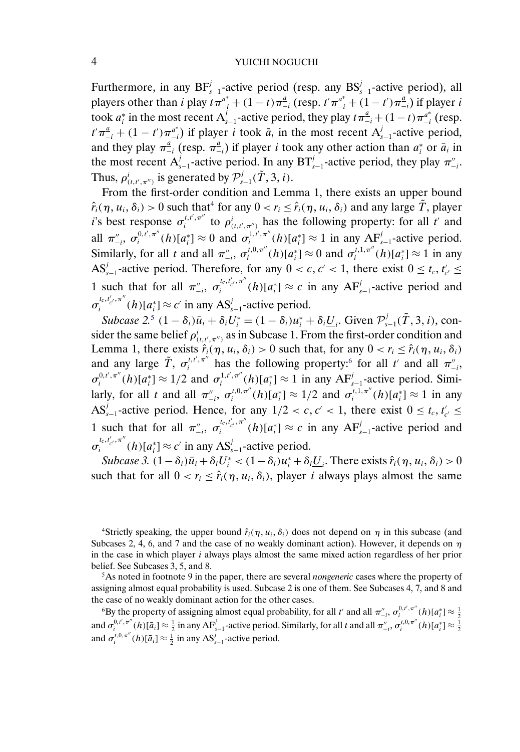Furthermore, in any $\text{BF}^j_{s-1}$-active period (resp. any $\text{BS}^j_{s-1}$-active period), all players other than $i$ play $t\pi^{a^*}_{-i} + (1-t)\pi^{\underline{a}}_{-i}$ (resp. $t'\pi^{a^*}_{-i} + (1-t')\pi^{\underline{a}}_{-i}$) if player $i$ took $a^*_i$ in the most recent $\text{A}^j_{s-1}$-active period, they play $t\pi^{\underline{a}}_{-i} + (1-t)\pi^{a^*}_{-i}$ (resp. $t'\pi^{\underline{a}}_{-i} + (1-t')\pi^{a^*}_{-i}$) if player $i$ took $\bar{a}_i$ in the most recent $\text{A}^j_{s-1}$-active period, and they play $\pi^{\underline{a}}_{-i}$ (resp. $\pi^{\underline{a}}_{-i}$) if player $i$ took any other action than $a^*_i$ or $\bar{a}_i$ in the most recent $\text{A}^j_{s-1}$-active period. In any $\text{BT}^j_{s-1}$-active period, they play $\pi''_{-i}$. Thus, $\rho^i_{(t,t',\pi'')}$ is generated by $\mathcal{P}^j_{s-1}(\tilde{T}, 3, i)$.

From the first-order condition and Lemma 1, there exists an upper bound $\hat{r}_i(\eta, u_i, \delta_i) > 0$ such that[4] for any $0 < r_i \le \hat{r}_i(\eta, u_i, \delta_i)$ and any large $\tilde{T}$, player $i$'s best response $\sigma^{t,t',\pi''}_i$ to $\rho^i_{(t,t',\pi'')}$ has the following property: for all $t'$ and all $\pi''_{-i}$, $\sigma^{0,t',\pi''}_i(h)[a^*_i] \approx 0$ and $\sigma^{1,t',\pi''}_i(h)[a^*_i] \approx 1$ in any $\text{AF}^j_{s-1}$-active period. Similarly, for all $t$ and all $\pi''_{-i}$, $\sigma^{t,0,\pi''}_i(h)[a^*_i] \approx 0$ and $\sigma^{t,1,\pi''}_i(h)[a^*_i] \approx 1$ in any $\text{AS}^j_{s-1}$-active period. Therefore, for any $0 < c, c' < 1$, there exist $0 \le t_c, t'_{c'} \le 1$ such that for all $\pi''_{-i}$, $\sigma^{t_c,t'_{c'},\pi''}_i(h)[a^*_i] \approx c$ in any $\text{AF}^j_{s-1}$-active period and $\sigma^{t_c,t'_{c'},\pi''}_i(h)[a^*_i] \approx c'$ in any $\text{AS}^j_{s-1}$-active period.

*Subcase 2.*[5] $(1-\delta_i)\bar{u}_i + \delta_i U^*_i = (1-\delta_i)u^*_i + \delta_i \underline{U}_i$. Given $\mathcal{P}^j_{s-1}(\tilde{T}, 3, i)$, consider the same belief $\rho^i_{(t,t',\pi'')}$ as in Subcase 1. From the first-order condition and Lemma 1, there exists $\hat{r}_i(\eta, u_i, \delta_i) > 0$ such that, for any $0 < r_i \le \hat{r}_i(\eta, u_i, \delta_i)$ and any large $\tilde{T}$, $\sigma^{t,t',\pi''}_i$ has the following property:[6] for all $t'$ and all $\pi''_{-i}$, $\sigma^{0,t',\pi''}_i(h)[a^*_i] \approx 1/2$ and $\sigma^{1,t',\pi''}_i(h)[a^*_i] \approx 1$ in any $\text{AF}^j_{s-1}$-active period. Similarly, for all $t$ and all $\pi''_{-i}$, $\sigma^{t,0,\pi''}_i(h)[a^*_i] \approx 1/2$ and $\sigma^{t,1,\pi''}_i(h)[a^*_i] \approx 1$ in any $\text{AS}^j_{s-1}$-active period. Hence, for any $1/2 < c, c' < 1$, there exist $0 \le t_c, t'_{c'} \le 1$ such that for all $\pi''_{-i}$, $\sigma^{t_c,t'_{c'},\pi''}_i(h)[a^*_i] \approx c$ in any $\text{AF}^j_{s-1}$-active period and $\sigma^{t_c,t'_{c'},\pi''}_i(h)[a^*_i] \approx c'$ in any $\text{AS}^j_{s-1}$-active period.

*Subcase 3.* $(1-\delta_i)\bar{u}_i + \delta_i U^*_i < (1-\delta_i)u^*_i + \delta_i \underline{U}_i$. There exists $\hat{r}_i(\eta, u_i, \delta_i) > 0$ such that for all $0 < r_i \le \hat{r}_i(\eta, u_i, \delta_i)$, player $i$ always plays almost the same

---

[4] Strictly speaking, the upper bound $\hat{r}_i(\eta, u_i, \delta_i)$ does not depend on $\eta$ in this subcase (and Subcases 2, 4, 6, and 7 and the case of no weakly dominant action). However, it depends on $\eta$ in the case in which player $i$ always plays almost the same mixed action regardless of her prior belief. See Subcases 3, 5, and 8.

[5] As noted in footnote 9 in the paper, there are several *nongeneric* cases where the property of assigning almost equal probability is used. Subcase 2 is one of them. See Subcases 4, 7, and 8 and the case of no weakly dominant action for the other cases.

[6] By the property of assigning almost equal probability, for all $t'$ and all $\pi''_{-i}$, $\sigma^{0,t',\pi''}_i(h)[a^*_i] \approx \frac{1}{2}$ and $\sigma^{0,t',\pi''}_i(h)[\bar{a}_i] \approx \frac{1}{2}$ in any $\text{AF}^j_{s-1}$-active period. Similarly, for all $t$ and all $\pi''_{-i}$, $\sigma^{t,0,\pi''}_i(h)[a^*_i] \approx \frac{1}{2}$ and $\sigma^{t,0,\pi''}_i(h)[\bar{a}_i] \approx \frac{1}{2}$ in any $\text{AS}^j_{s-1}$-active period.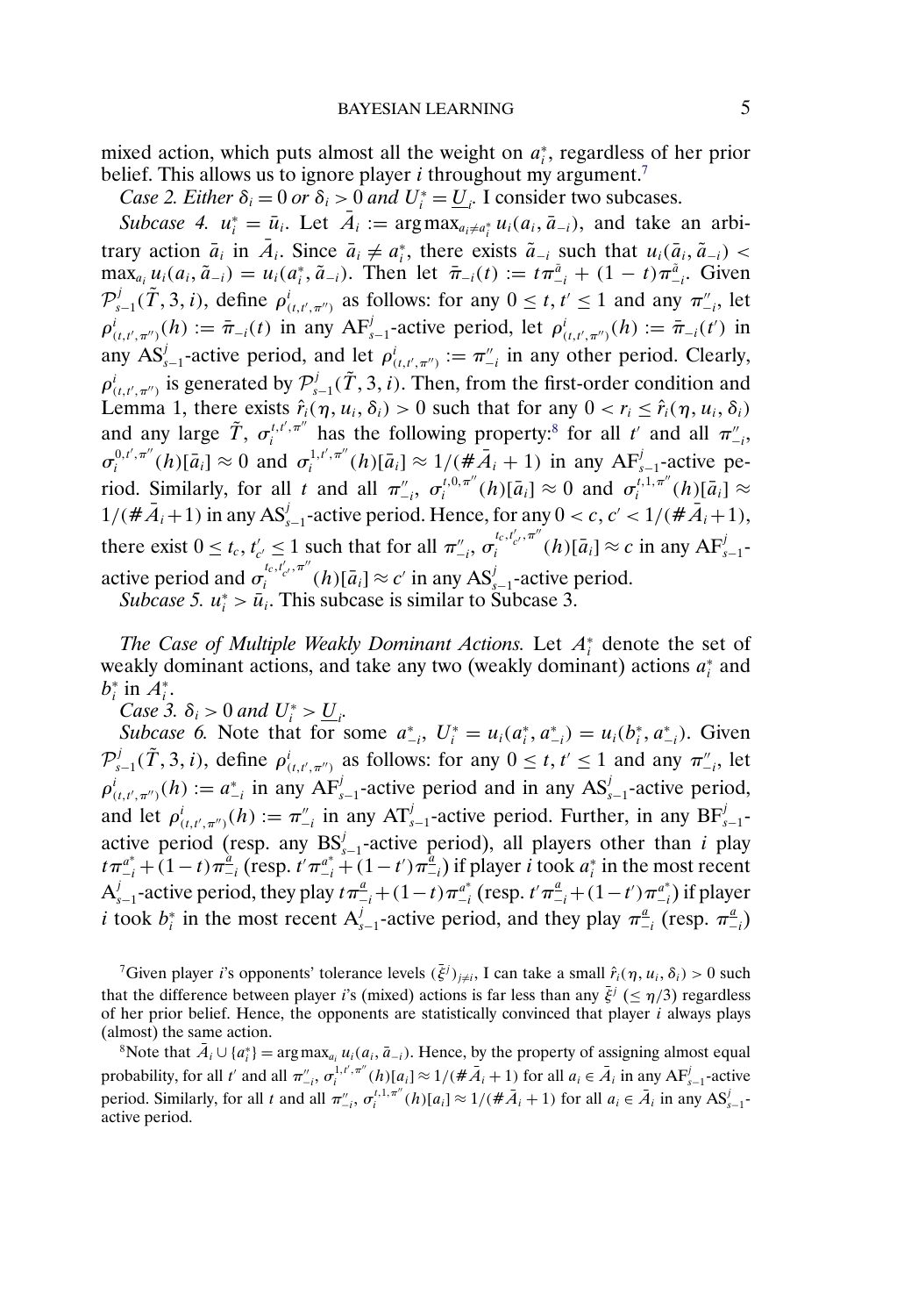mixed action, which puts almost all the weight on $a_i^*$, regardless of her prior belief. This allows us to ignore player $i$ throughout my argument.[7]

*Case 2. Either $\delta_i = 0$ or $\delta_i > 0$ and $U_i^* = \underline{U}_i$.* I consider two subcases.

*Subcase 4.* $u_i^* = \bar{u}_i$. Let $\bar{A}_i := \arg\max_{a_i \neq a_i^*} u_i(a_i, \bar{a}_{-i})$, and take an arbitrary action $\bar{a}_i$ in $\bar{A}_i$. Since $\bar{a}_i \neq a_i^*$, there exists $\tilde{a}_{-i}$ such that $u_i(\bar{a}_i, \tilde{a}_{-i}) < \max_{a_i} u_i(a_i, \tilde{a}_{-i}) = u_i(a_i^*, \tilde{a}_{-i})$. Then let $\bar{\pi}_{-i}(t) := t\pi_{-i}^{\bar{a}} + (1-t)\pi_{-i}^{\tilde{a}}$. Given $\mathcal{P}_{s-1}^j(\tilde{T}, 3, i)$, define $\rho_{(t,t',\pi'')}^i$ as follows: for any $0 \le t, t' \le 1$ and any $\pi''_{-i}$, let $\rho_{(t,t',\pi'')}^i(h) := \bar{\pi}_{-i}(t)$ in any $\mathrm{AF}_{s-1}^j$-active period, let $\rho_{(t,t',\pi'')}^i(h) := \bar{\pi}_{-i}(t')$ in any $\mathrm{AS}_{s-1}^j$-active period, and let $\rho_{(t,t',\pi'')}^i := \pi''_{-i}$ in any other period. Clearly, $\rho_{(t,t',\pi'')}^i$ is generated by $\mathcal{P}_{s-1}^j(\tilde{T}, 3, i)$. Then, from the first-order condition and Lemma 1, there exists $\hat{r}_i(\eta, u_i, \delta_i) > 0$ such that for any $0 < r_i \le \hat{r}_i(\eta, u_i, \delta_i)$ and any large $\tilde{T}$, $\sigma_i^{t,t',\pi''}$ has the following property:[8] for all $t'$ and all $\pi''_{-i}$, $\sigma_i^{0,t',\pi''}(h)[\bar{a}_i] \approx 0$ and $\sigma_i^{1,t',\pi''}(h)[\bar{a}_i] \approx 1/(\#\bar{A}_i + 1)$ in any $\mathrm{AF}_{s-1}^j$-active period. Similarly, for all $t$ and all $\pi''_{-i}$, $\sigma_i^{t,0,\pi''}(h)[\bar{a}_i] \approx 0$ and $\sigma_i^{t,1,\pi''}(h)[\bar{a}_i] \approx 1/(\#\bar{A}_i + 1)$ in any $\mathrm{AS}_{s-1}^j$-active period. Hence, for any $0 < c, c' < 1/(\#\bar{A}_i + 1)$, there exist $0 \le t_c, t'_{c'} \le 1$ such that for all $\pi''_{-i}$, $\sigma_i^{t_c,t'_{c'},\pi''}(h)[\bar{a}_i] \approx c$ in any $\mathrm{AF}_{s-1}^j$-active period and $\sigma_i^{t_c,t'_{c'},\pi''}(h)[\bar{a}_i] \approx c'$ in any $\mathrm{AS}_{s-1}^j$-active period.

*Subcase 5.* $u_i^* > \bar{u}_i$. This subcase is similar to Subcase 3.

*The Case of Multiple Weakly Dominant Actions.* Let $A_i^*$ denote the set of weakly dominant actions, and take any two (weakly dominant) actions $a_i^*$ and $b_i^*$ in $A_i^*$.

*Case 3. $\delta_i > 0$ and $U_i^* > \underline{U}_i$.*

*Subcase 6.* Note that for some $a_{-i}^*$, $U_i^* = u_i(a_i^*, a_{-i}^*) = u_i(b_i^*, a_{-i}^*)$. Given $\mathcal{P}_{s-1}^j(\tilde{T}, 3, i)$, define $\rho_{(t,t',\pi'')}^i$ as follows: for any $0 \le t, t' \le 1$ and any $\pi''_{-i}$, let $\rho_{(t,t',\pi'')}^i(h) := a_{-i}^*$ in any $\mathrm{AF}_{s-1}^j$-active period and in any $\mathrm{AS}_{s-1}^j$-active period, and let $\rho_{(t,t',\pi'')}^i(h) := \pi''_{-i}$ in any $\mathrm{AT}_{s-1}^j$-active period. Further, in any $\mathrm{BF}_{s-1}^j$-active period (resp. any $\mathrm{BS}_{s-1}^j$-active period), all players other than $i$ play $t\pi_{-i}^{a^*} + (1-t)\pi_{-i}^{\underline{a}}$ (resp. $t'\pi_{-i}^{a^*} + (1-t')\pi_{-i}^{\underline{a}}$) if player $i$ took $a_i^*$ in the most recent $\mathrm{A}_{s-1}^j$-active period, they play $t\pi_{-i}^{\underline{a}} + (1-t)\pi_{-i}^{a^*}$ (resp. $t'\pi_{-i}^{\underline{a}} + (1-t')\pi_{-i}^{a^*}$) if player $i$ took $b_i^*$ in the most recent $\mathrm{A}_{s-1}^j$-active period, and they play $\pi_{-i}^{\underline{a}}$ (resp. $\pi_{-i}^{\underline{a}}$)

[7] Given player $i$'s opponents' tolerance levels $(\bar{\xi}^j)_{j\neq i}$, I can take a small $\hat{r}_i(\eta, u_i, \delta_i) > 0$ such that the difference between player $i$'s (mixed) actions is far less than any $\bar{\xi}^j$ $(\le \eta/3)$ regardless of her prior belief. Hence, the opponents are statistically convinced that player $i$ always plays (almost) the same action.

[8] Note that $\bar{A}_i \cup \{a_i^*\} = \arg\max_{a_i} u_i(a_i, \bar{a}_{-i})$. Hence, by the property of assigning almost equal probability, for all $t'$ and all $\pi''_{-i}$, $\sigma_i^{1,t',\pi''}(h)[a_i] \approx 1/(\#\bar{A}_i + 1)$ for all $a_i \in \bar{A}_i$ in any $\mathrm{AF}_{s-1}^j$-active period. Similarly, for all $t$ and all $\pi''_{-i}$, $\sigma_i^{t,1,\pi''}(h)[a_i] \approx 1/(\#\bar{A}_i + 1)$ for all $a_i \in \bar{A}_i$ in any $\mathrm{AS}_{s-1}^j$-active period.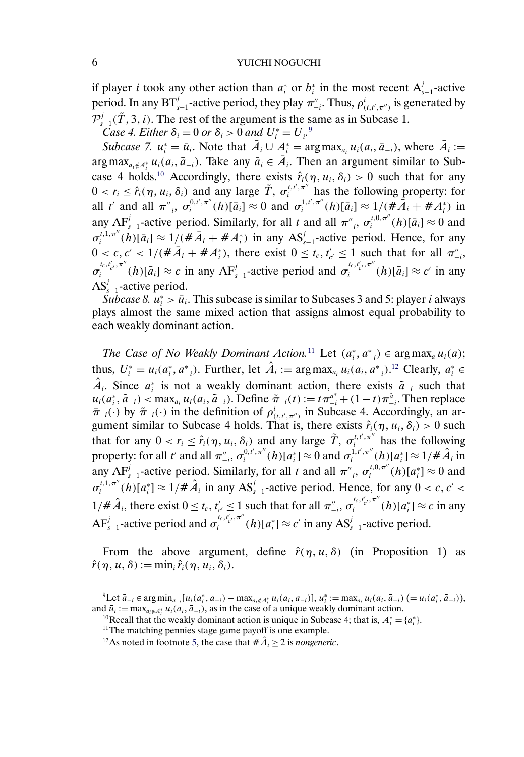if player $i$ took any other action than $a_i^*$ or $b_i^*$ in the most recent $\mathrm{A}_{s-1}^j$-active period. In any $\mathrm{BT}_{s-1}^j$-active period, they play $\pi''_{-i}$. Thus, $\rho^i_{(t,t',\pi'')}$ is generated by $\mathcal{P}_{s-1}^j(\tilde{T}, 3, i)$. The rest of the argument is the same as in Subcase 1.

*Case 4. Either $\delta_i = 0$ or $\delta_i > 0$ and $U_i^* = \underline{U}_i$.*[9]

*Subcase 7. $u_i^* = \bar{u}_i$.* Note that $\bar{A}_i \cup A_i^* = \arg\max_{a_i} u_i(a_i, \bar{a}_{-i})$, where $\bar{A}_i := \arg\max_{a_i \notin A_i^*} u_i(a_i, \bar{a}_{-i})$. Take any $\bar{a}_i \in \bar{A}_i$. Then an argument similar to Subcase 4 holds.[10] Accordingly, there exists $\hat{r}_i(\eta, u_i, \delta_i) > 0$ such that for any $0 < r_i \le \hat{r}_i(\eta, u_i, \delta_i)$ and any large $\tilde{T}$, $\sigma_i^{t,t',\pi''}$ has the following property: for all $t'$ and all $\pi''_{-i}$, $\sigma_i^{0,t',\pi''}(h)[\bar{a}_i] \approx 0$ and $\sigma_i^{1,t',\pi''}(h)[\bar{a}_i] \approx 1/(\#\bar{A}_i + \#A_i^*)$ in any $\mathrm{AF}_{s-1}^j$-active period. Similarly, for all $t$ and all $\pi''_{-i}$, $\sigma_i^{t,0,\pi''}(h)[\bar{a}_i] \approx 0$ and $\sigma_i^{t,1,\pi''}(h)[\bar{a}_i] \approx 1/(\#\bar{A}_i + \#A_i^*)$ in any $\mathrm{AS}_{s-1}^j$-active period. Hence, for any $0 < c, c' < 1/(\#\bar{A}_i + \#A_i^*)$, there exist $0 \le t_c, t'_{c'} \le 1$ such that for all $\pi''_{-i}$, $\sigma_i^{t_c,t'_{c'},\pi''}(h)[\bar{a}_i] \approx c$ in any $\mathrm{AF}_{s-1}^j$-active period and $\sigma_i^{t_c,t'_{c'},\pi''}(h)[\bar{a}_i] \approx c'$ in any $\mathrm{AS}_{s-1}^j$-active period.

*Subcase 8. $u_i^* > \bar{u}_i$.* This subcase is similar to Subcases 3 and 5: player $i$ always plays almost the same mixed action that assigns almost equal probability to each weakly dominant action.

*The Case of No Weakly Dominant Action.*[11] Let $(a_i^*, a_{-i}^*) \in \arg\max_a u_i(a)$; thus, $U_i^* = u_i(a_i^*, a_{-i}^*)$. Further, let $\hat{A}_i := \arg\max_{a_i} u_i(a_i, a_{-i}^*)$.[12] Clearly, $a_i^* \in \hat{A}_i$. Since $a_i^*$ is not a weakly dominant action, there exists $\tilde{a}_{-i}$ such that $u_i(a_i^*, \tilde{a}_{-i}) < \max_{a_i} u_i(a_i, \tilde{a}_{-i})$. Define $\tilde{\pi}_{-i}(t) := t\pi^{a_{-i}^*} + (1-t)\pi^{\tilde{a}}_{-i}$. Then replace $\bar{\pi}_{-i}(\cdot)$ by $\tilde{\pi}_{-i}(\cdot)$ in the definition of $\rho^i_{(t,t',\pi'')}$ in Subcase 4. Accordingly, an argument similar to Subcase 4 holds. That is, there exists $\hat{r}_i(\eta, u_i, \delta_i) > 0$ such that for any $0 < r_i \le \hat{r}_i(\eta, u_i, \delta_i)$ and any large $\tilde{T}$, $\sigma_i^{t,t',\pi''}$ has the following property: for all $t'$ and all $\pi''_{-i}$, $\sigma_i^{0,t',\pi''}(h)[a_i^*] \approx 0$ and $\sigma_i^{1,t',\pi''}(h)[a_i^*] \approx 1/\#\hat{A}_i$ in any $\mathrm{AF}_{s-1}^j$-active period. Similarly, for all $t$ and all $\pi''_{-i}$, $\sigma_i^{t,0,\pi''}(h)[a_i^*] \approx 0$ and $\sigma_i^{t,1,\pi''}(h)[a_i^*] \approx 1/\#\hat{A}_i$ in any $\mathrm{AS}_{s-1}^j$-active period. Hence, for any $0 < c, c' < 1/\#\hat{A}_i$, there exist $0 \le t_c, t'_{c'} \le 1$ such that for all $\pi''_{-i}$, $\sigma_i^{t_c,t'_{c'},\pi''}(h)[a_i^*] \approx c$ in any $\mathrm{AF}_{s-1}^j$-active period and $\sigma_i^{t_c,t'_{c'},\pi''}(h)[a_i^*] \approx c'$ in any $\mathrm{AS}_{s-1}^j$-active period.

From the above argument, define $\hat{r}(\eta, u, \delta)$ (in Proposition 1) as $\hat{r}(\eta, u, \delta) := \min_i \hat{r}_i(\eta, u_i, \delta_i)$.

[9] Let $\bar{a}_{-i} \in \arg\min_{a_{-i}}[u_i(a_i^*, a_{-i}) - \max_{a_i \notin A_i^*} u_i(a_i, a_{-i})]$, $u_i^* := \max_{a_i} u_i(a_i, \bar{a}_{-i})$ $(= u_i(a_i^*, \bar{a}_{-i}))$, and $\bar{u}_i := \max_{a_i \notin A_i^*} u_i(a_i, \bar{a}_{-i})$, as in the case of a unique weakly dominant action.

[10] Recall that the weakly dominant action is unique in Subcase 4; that is, $A_i^* = \{a_i^*\}$.

[11] The matching pennies stage game payoff is one example.

[12] As noted in footnote 5, the case that $\#\hat{A}_i \ge 2$ is *nongeneric*.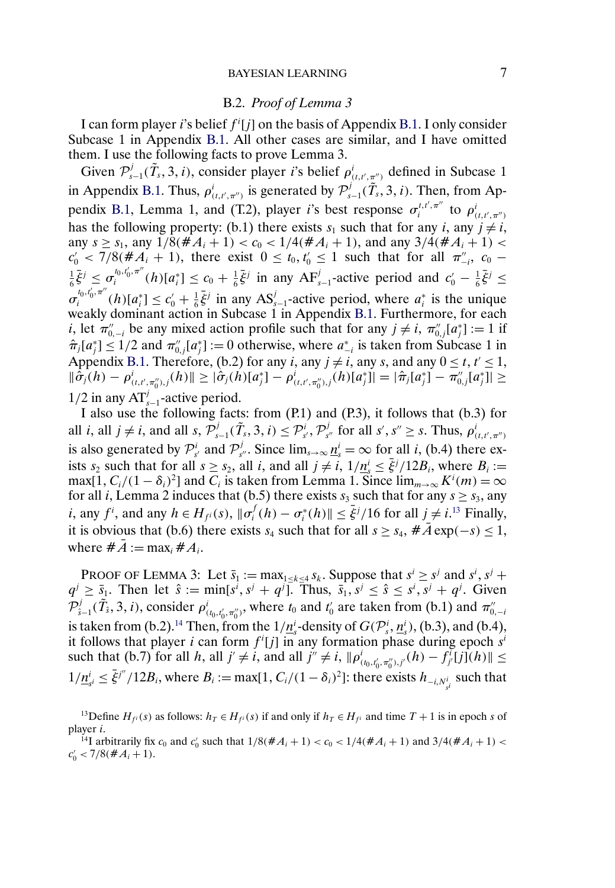### B.2. *Proof of Lemma 3*

I can form player $i$'s belief $f^i[j]$ on the basis of Appendix B.1. I only consider Subcase 1 in Appendix B.1. All other cases are similar, and I have omitted them. I use the following facts to prove Lemma 3.

Given $\mathcal{P}^j_{s-1}(\tilde{T}_s, 3, i)$, consider player $i$'s belief $\rho^i_{(t,t',\pi'')}$ defined in Subcase 1 in Appendix B.1. Thus, $\rho^i_{(t,t',\pi'')}$ is generated by $\mathcal{P}^j_{s-1}(\tilde{T}_s, 3, i)$. Then, from Appendix B.1, Lemma 1, and (T.2), player $i$'s best response $\sigma^{t,t',\pi''}_i$ to $\rho^i_{(t,t',\pi'')}$ has the following property: (b.1) there exists $s_1$ such that for any $i$, any $j \neq i$, any $s \geq s_1$, any $1/8(\# A_i + 1) < c_0 < 1/4(\# A_i + 1)$, and any $3/4(\# A_i + 1) < c'_0 < 7/8(\# A_i + 1)$, there exist $0 \leq t_0, t'_0 \leq 1$ such that for all $\pi''_{-i}$, $c_0 - \frac{1}{6}\bar{\xi}^j \leq \sigma^{t_0,t'_0,\pi''}_i(h)[a^*_i] \leq c_0 + \frac{1}{6}\bar{\xi}^j$ in any $\mathrm{AF}^j_{s-1}$-active period and $c'_0 - \frac{1}{6}\bar{\xi}^j \leq \sigma^{t_0,t'_0,\pi''}_i(h)[a^*_i] \leq c'_0 + \frac{1}{6}\bar{\xi}^j$ in any $\mathrm{AS}^j_{s-1}$-active period, where $a^*_i$ is the unique weakly dominant action in Subcase 1 in Appendix B.1. Furthermore, for each $i$, let $\pi''_{0,-i}$ be any mixed action profile such that for any $j \neq i$, $\pi''_{0,j}[a^*_j] := 1$ if $\hat{\pi}_j[a^*_j] \leq 1/2$ and $\pi''_{0,j}[a^*_j] := 0$ otherwise, where $a^*_{-i}$ is taken from Subcase 1 in Appendix B.1. Therefore, (b.2) for any $i$, any $j \neq i$, any $s$, and any $0 \leq t, t' \leq 1$, $\|\hat{\sigma}_j(h) - \rho^i_{(t,t',\pi''_0),j}(h)\| \geq |\hat{\sigma}_j(h)[a^*_j] - \rho^i_{(t,t',\pi''_0),j}(h)[a^*_j]| = |\hat{\pi}_j[a^*_j] - \pi''_{0,j}[a^*_j]| \geq 1/2$ in any $\mathrm{AT}^j_{s-1}$-active period.

I also use the following facts: from (P.1) and (P.3), it follows that (b.3) for all $i$, all $j \neq i$, and all $s$, $\mathcal{P}^j_{s-1}(\tilde{T}_s, 3, i) \leq \mathcal{P}^i_{s'}, \mathcal{P}^j_{s''}$ for all $s', s'' \geq s$. Thus, $\rho^i_{(t,t',\pi'')}$ is also generated by $\mathcal{P}^i_{s'}$ and $\mathcal{P}^j_{s''}$. Since $\lim_{s\to\infty} \underline{n}^i_s = \infty$ for all $i$, (b.4) there exists $s_2$ such that for all $s \geq s_2$, all $i$, and all $j \neq i$, $1/\underline{n}^i_s \leq \bar{\xi}^j/12B_i$, where $B_i := \max[1, C_i/(1-\delta_i)^2]$ and $C_i$ is taken from Lemma 1. Since $\lim_{m\to\infty} K^i(m) = \infty$ for all $i$, Lemma 2 induces that (b.5) there exists $s_3$ such that for any $s \geq s_3$, any $i$, any $f^i$, and any $h \in H_{f^i}(s)$, $\|\sigma^f_i(h) - \sigma^*_i(h)\| \leq \bar{\xi}^j/16$ for all $j \neq i$.[13] Finally, it is obvious that (b.6) there exists $s_4$ such that for all $s \geq s_4$, $\# \bar{A} \exp(-s) \leq 1$, where $\# \bar{A} := \max_i \# A_i$.

PROOF OF LEMMA 3: Let $\bar{s}_1 := \max_{1\leq k\leq 4} s_k$. Suppose that $s^i \geq s^j$ and $s^i, s^j + q^j \geq \bar{s}_1$. Then let $\hat{s} := \min[s^i, s^j + q^j]$. Thus, $\bar{s}_1, s^j \leq \hat{s} \leq s^i, s^j + q^j$. Given $\mathcal{P}^j_{\hat{s}-1}(\tilde{T}_{\hat{s}}, 3, i)$, consider $\rho^i_{(t_0,t'_0,\pi''_0)}$, where $t_0$ and $t'_0$ are taken from (b.1) and $\pi''_{0,-i}$ is taken from (b.2).[14] Then, from the $1/\underline{n}^i_s$-density of $G(\mathcal{P}^i_s, \underline{n}^i_s)$, (b.3), and (b.4), it follows that player $i$ can form $f^i[j]$ in any formation phase during epoch $s^i$ such that (b.7) for all $h$, all $j' \neq i$, and all $j'' \neq i$, $\|\rho^i_{(t_0,t'_0,\pi''_0),j'}(h) - f^i_{j'}[j](h)\| \leq 1/\underline{n}^i_{s^i} \leq \bar{\xi}^{j''}/12B_i$, where $B_i := \max[1, C_i/(1-\delta_i)^2]$: there exists $h_{-i,N^i_{s^i}}$ such that

[13] Define $H_{f^i}(s)$ as follows: $h_T \in H_{f^i}(s)$ if and only if $h_T \in H_{f^i}$ and time $T+1$ is in epoch $s$ of player $i$.

[14] I arbitrarily fix $c_0$ and $c'_0$ such that $1/8(\# A_i + 1) < c_0 < 1/4(\# A_i + 1)$ and $3/4(\# A_i + 1) < c'_0 < 7/8(\# A_i + 1)$.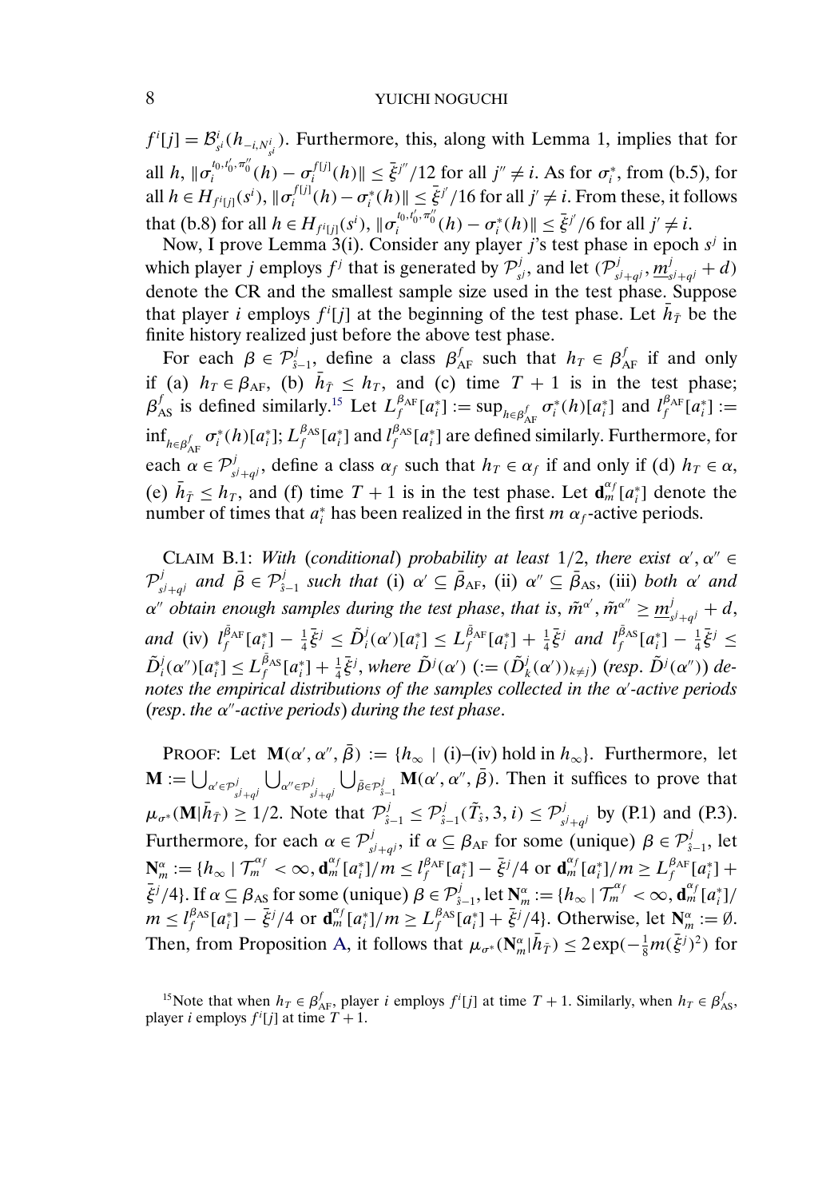$f^i[j] = \mathcal{B}^i_{s^i}(h_{-i,N^i_{s^i}})$. Furthermore, this, along with Lemma 1, implies that for all $h$, $\|\sigma_i^{t_0,t_0',\pi_0''}(h) - \sigma_i^{f[j]}(h)\| \leq \bar{\xi}^{j''}/12$ for all $j'' \neq i$. As for $\sigma_i^*$, from (b.5), for all $h \in H_{f^i[j]}(s^i)$, $\|\sigma_i^{f[j]}(h) - \sigma_i^*(h)\| \leq \bar{\xi}^{j'}/16$ for all $j' \neq i$. From these, it follows that (b.8) for all $h \in H_{f^i[j]}(s^i)$, $\|\sigma_i^{t_0,t_0',\pi_0''}(h) - \sigma_i^*(h)\| \leq \bar{\xi}^{j'}/6$ for all $j' \neq i$.

Now, I prove Lemma 3(i). Consider any player $j$'s test phase in epoch $s^j$ in which player $j$ employs $f^j$ that is generated by $\mathcal{P}^j_{s^j}$, and let $(\mathcal{P}^j_{s^j+q^j}, \underline{m}^j_{s^j+q^j} + d)$ denote the CR and the smallest sample size used in the test phase. Suppose that player $i$ employs $f^i[j]$ at the beginning of the test phase. Let $\bar{h}_{\bar{T}}$ be the finite history realized just before the above test phase.

For each $\beta \in \mathcal{P}^j_{\hat{s}-1}$, define a class $\beta^f_{\text{AF}}$ such that $h_T \in \beta^f_{\text{AF}}$ if and only if (a) $h_T \in \beta_{\text{AF}}$, (b) $\bar{h}_{\bar{T}} \leq h_T$, and (c) time $T+1$ is in the test phase; $\beta^f_{\text{AS}}$ is defined similarly.[15] Let $L_f^{\beta_{\text{AF}}}[a_i^*] := \sup_{h \in \beta^f_{\text{AF}}} \sigma_i^*(h)[a_i^*]$ and $l_f^{\beta_{\text{AF}}}[a_i^*] := \inf_{h \in \beta^f_{\text{AF}}} \sigma_i^*(h)[a_i^*]$; $L_f^{\beta_{\text{AS}}}[a_i^*]$ and $l_f^{\beta_{\text{AS}}}[a_i^*]$ are defined similarly. Furthermore, for each $\alpha \in \mathcal{P}^j_{s^j+q^j}$, define a class $\alpha_f$ such that $h_T \in \alpha_f$ if and only if (d) $h_T \in \alpha$, (e) $\bar{h}_{\bar{T}} \leq h_T$, and (f) time $T+1$ is in the test phase. Let $\mathbf{d}_m^{\alpha_f}[a_i^*]$ denote the number of times that $a_i^*$ has been realized in the first $m$ $\alpha_f$-active periods.

CLAIM B.1: *With (conditional) probability at least* $1/2$, *there exist* $\alpha', \alpha'' \in \mathcal{P}^j_{s^j+q^j}$ *and* $\bar{\beta} \in \mathcal{P}^j_{\hat{s}-1}$ *such that* (i) $\alpha' \subseteq \bar{\beta}_{\text{AF}}$, (ii) $\alpha'' \subseteq \bar{\beta}_{\text{AS}}$, (iii) *both* $\alpha'$ *and* $\alpha''$ *obtain enough samples during the test phase, that is,* $\tilde{m}^{\alpha'}, \tilde{m}^{\alpha''} \geq \underline{m}^j_{s^j+q^j} + d$, *and* (iv) $l_f^{\bar{\beta}_{\text{AF}}}[a_i^*] - \frac{1}{4}\bar{\xi}^j \leq \tilde{D}^j_i(\alpha')[a_i^*] \leq L_f^{\bar{\beta}_{\text{AF}}}[a_i^*] + \frac{1}{4}\bar{\xi}^j$ *and* $l_f^{\bar{\beta}_{\text{AS}}}[a_i^*] - \frac{1}{4}\bar{\xi}^j \leq \tilde{D}^j_i(\alpha'')[a_i^*] \leq L_f^{\bar{\beta}_{\text{AS}}}[a_i^*] + \frac{1}{4}\bar{\xi}^j$, *where* $\tilde{D}^j(\alpha')$ $(:= (\tilde{D}^j_k(\alpha'))_{k \neq j})$ (*resp.* $\tilde{D}^j(\alpha'')$) *denotes the empirical distributions of the samples collected in the* $\alpha'$-*active periods* (*resp. the* $\alpha''$-*active periods*) *during the test phase.*

PROOF: Let $\mathbf{M}(\alpha', \alpha'', \bar{\beta}) := \{h_\infty \mid \text{(i)–(iv) hold in } h_\infty\}$. Furthermore, let $\mathbf{M} := \bigcup_{\alpha' \in \mathcal{P}^j_{s^j+q^j}} \bigcup_{\alpha'' \in \mathcal{P}^j_{s^j+q^j}} \bigcup_{\bar{\beta} \in \mathcal{P}^j_{\hat{s}-1}} \mathbf{M}(\alpha', \alpha'', \bar{\beta})$. Then it suffices to prove that $\mu_{\sigma^*}(\mathbf{M}|\bar{h}_{\bar{T}}) \geq 1/2$. Note that $\mathcal{P}^j_{\hat{s}-1} \leq \mathcal{P}^j_{\hat{s}-1}(\tilde{T}_{\hat{s}}, 3, i) \leq \mathcal{P}^j_{s^j+q^j}$ by (P.1) and (P.3). Furthermore, for each $\alpha \in \mathcal{P}^j_{s^j+q^j}$, if $\alpha \subseteq \beta_{\text{AF}}$ for some (unique) $\beta \in \mathcal{P}^j_{\hat{s}-1}$, let $\mathbf{N}^\alpha_m := \{h_\infty \mid \mathcal{T}^{\alpha_f}_m < \infty, \mathbf{d}_m^{\alpha_f}[a_i^*]/m \leq l_f^{\beta_{\text{AF}}}[a_i^*] - \bar{\xi}^j/4 \text{ or } \mathbf{d}_m^{\alpha_f}[a_i^*]/m \geq L_f^{\beta_{\text{AF}}}[a_i^*] + \bar{\xi}^j/4\}$. If $\alpha \subseteq \beta_{\text{AS}}$ for some (unique) $\beta \in \mathcal{P}^j_{\hat{s}-1}$, let $\mathbf{N}^\alpha_m := \{h_\infty \mid \mathcal{T}^{\alpha_f}_m < \infty, \mathbf{d}_m^{\alpha_f}[a_i^*]/m \leq l_f^{\beta_{\text{AS}}}[a_i^*] - \bar{\xi}^j/4 \text{ or } \mathbf{d}_m^{\alpha_f}[a_i^*]/m \geq L_f^{\beta_{\text{AS}}}[a_i^*] + \bar{\xi}^j/4\}$. Otherwise, let $\mathbf{N}^\alpha_m := \emptyset$. Then, from Proposition A, it follows that $\mu_{\sigma^*}(\mathbf{N}^\alpha_m|\bar{h}_{\bar{T}}) \leq 2\exp(-\frac{1}{8}m(\bar{\xi}^j)^2)$ for

[15] Note that when $h_T \in \beta^f_{\text{AF}}$, player $i$ employs $f^i[j]$ at time $T+1$. Similarly, when $h_T \in \beta^f_{\text{AS}}$, player $i$ employs $f^i[j]$ at time $T+1$.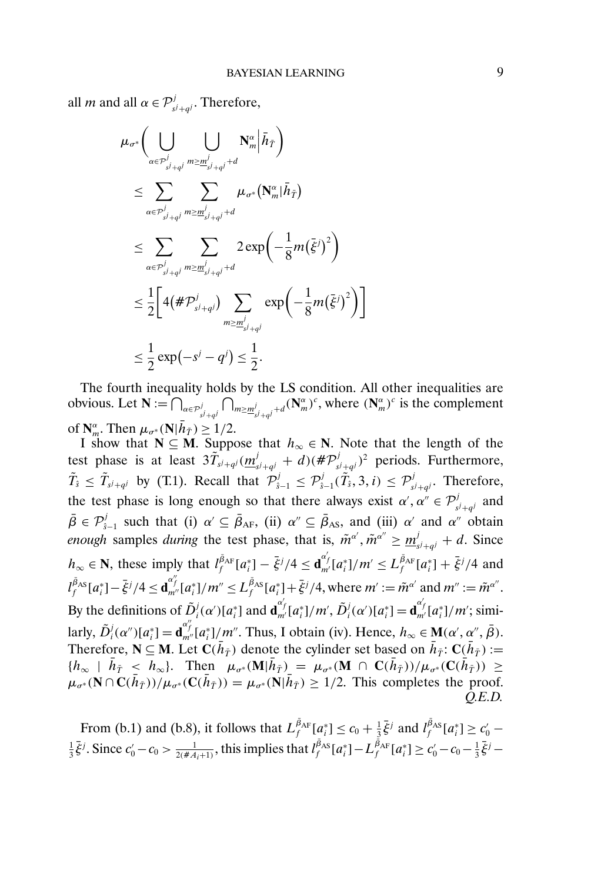all $m$ and all $\alpha \in \mathcal{P}^j_{s^j+q^j}$. Therefore,

$$
\begin{aligned}
\mu_{\sigma^*}\Bigg( \bigcup_{\alpha \in \mathcal{P}^j_{s^j+q^j}} \bigcup_{m \geq \underline{m}^j_{s^j+q^j}+d} \mathbf{N}^\alpha_m \Big| \bar{h}_{\bar{T}} \Bigg)
&\leq \sum_{\alpha \in \mathcal{P}^j_{s^j+q^j}} \sum_{m \geq \underline{m}^j_{s^j+q^j}+d} \mu_{\sigma^*}\big(\mathbf{N}^\alpha_m | \bar{h}_{\bar{T}}\big) \\
&\leq \sum_{\alpha \in \mathcal{P}^j_{s^j+q^j}} \sum_{m \geq \underline{m}^j_{s^j+q^j}+d} 2\exp\Big(-\frac{1}{8} m \big(\bar{\xi}^j\big)^2\Big) \\
&\leq \frac{1}{2}\Bigg[4\big(\#\mathcal{P}^j_{s^j+q^j}\big) \sum_{m \geq \underline{m}^j_{s^j+q^j}} \exp\Big(-\frac{1}{8} m \big(\bar{\xi}^j\big)^2\Big)\Bigg] \\
&\leq \frac{1}{2}\exp\big(-s^j - q^j\big) \leq \frac{1}{2}.
\end{aligned}
$$

The fourth inequality holds by the LS condition. All other inequalities are obvious. Let $\mathbf{N} := \bigcap_{\alpha \in \mathcal{P}^j_{s^j+q^j}} \bigcap_{m \geq \underline{m}^j_{s^j+q^j}+d} (\mathbf{N}^\alpha_m)^c$, where $(\mathbf{N}^\alpha_m)^c$ is the complement of $\mathbf{N}^\alpha_m$. Then $\mu_{\sigma^*}(\mathbf{N}|\bar{h}_{\bar{T}}) \geq 1/2$.

I show that $\mathbf{N} \subseteq \mathbf{M}$. Suppose that $h_\infty \in \mathbf{N}$. Note that the length of the test phase is at least $3\tilde{T}_{s^j+q^j}(\underline{m}^j_{s^j+q^j} + d)(\#\mathcal{P}^j_{s^j+q^j})^2$ periods. Furthermore, $\tilde{T}_{\hat{s}} \leq \tilde{T}_{s^j+q^j}$ by (T.1). Recall that $\mathcal{P}^j_{\hat{s}-1} \leq \mathcal{P}^j_{\hat{s}-1}(\tilde{T}_{\hat{s}}, 3, i) \leq \mathcal{P}^j_{s^j+q^j}$. Therefore, the test phase is long enough so that there always exist $\alpha', \alpha'' \in \mathcal{P}^j_{s^j+q^j}$ and $\bar{\beta} \in \mathcal{P}^j_{\hat{s}-1}$ such that (i) $\alpha' \subseteq \bar{\beta}_{\mathrm{AF}}$, (ii) $\alpha'' \subseteq \bar{\beta}_{\mathrm{AS}}$, and (iii) $\alpha'$ and $\alpha''$ obtain *enough* samples *during* the test phase, that is, $\tilde{m}^{\alpha'}, \tilde{m}^{\alpha''} \geq \underline{m}^j_{s^j+q^j} + d$. Since $h_\infty \in \mathbf{N}$, these imply that $l^{\bar{\beta}_{\mathrm{AF}}}_f[a^*_i] - \bar{\xi}^j/4 \leq \mathbf{d}^{\alpha'_f}_{m'}[a^*_i]/m' \leq L^{\bar{\beta}_{\mathrm{AF}}}_f[a^*_i] + \bar{\xi}^j/4$ and $l^{\bar{\beta}_{\mathrm{AS}}}_f[a^*_i] - \bar{\xi}^j/4 \leq \mathbf{d}^{\alpha''_f}_{m''}[a^*_i]/m'' \leq L^{\bar{\beta}_{\mathrm{AS}}}_f[a^*_i] + \bar{\xi}^j/4$, where $m' := \tilde{m}^{\alpha'}$ and $m'' := \tilde{m}^{\alpha''}$. By the definitions of $\tilde{D}^j_i(\alpha')[a^*_i]$ and $\mathbf{d}^{\alpha'_f}_{m'}[a^*_i]/m'$, $\tilde{D}^j_i(\alpha')[a^*_i] = \mathbf{d}^{\alpha'_f}_{m'}[a^*_i]/m'$; similarly, $\tilde{D}^j_i(\alpha'')[a^*_i] = \mathbf{d}^{\alpha''_f}_{m''}[a^*_i]/m''$. Thus, I obtain (iv). Hence, $h_\infty \in \mathbf{M}(\alpha', \alpha'', \bar{\beta})$. Therefore, $\mathbf{N} \subseteq \mathbf{M}$. Let $\mathbf{C}(\bar{h}_{\bar{T}})$ denote the cylinder set based on $\bar{h}_{\bar{T}}$: $\mathbf{C}(\bar{h}_{\bar{T}}) := \{h_\infty \mid \bar{h}_{\bar{T}} < h_\infty\}$. Then $\mu_{\sigma^*}(\mathbf{M}|\bar{h}_{\bar{T}}) = \mu_{\sigma^*}(\mathbf{M} \cap \mathbf{C}(\bar{h}_{\bar{T}}))/\mu_{\sigma^*}(\mathbf{C}(\bar{h}_{\bar{T}})) \geq \mu_{\sigma^*}(\mathbf{N} \cap \mathbf{C}(\bar{h}_{\bar{T}}))/\mu_{\sigma^*}(\mathbf{C}(\bar{h}_{\bar{T}})) = \mu_{\sigma^*}(\mathbf{N}|\bar{h}_{\bar{T}}) \geq 1/2$. This completes the proof. *Q.E.D.*

From (b.1) and (b.8), it follows that $L^{\bar{\beta}_{\mathrm{AF}}}_f[a^*_i] \leq c_0 + \frac{1}{3}\bar{\xi}^j$ and $l^{\bar{\beta}_{\mathrm{AS}}}_f[a^*_i] \geq c'_0 - \frac{1}{3}\bar{\xi}^j$. Since $c'_0 - c_0 > \frac{1}{2(\#A_i+1)}$, this implies that $l^{\bar{\beta}_{\mathrm{AS}}}_f[a^*_i] - L^{\bar{\beta}_{\mathrm{AF}}}_f[a^*_i] \geq c'_0 - c_0 - \frac{1}{3}\bar{\xi}^j -$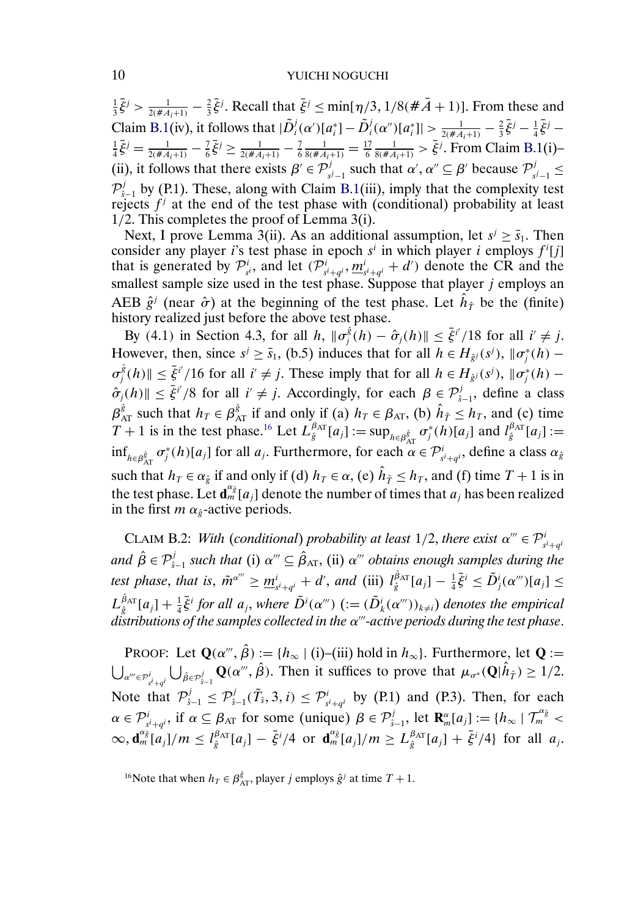$\frac{1}{3}\bar{\xi}^j > \frac{1}{2(\#A_i+1)} - \frac{2}{3}\bar{\xi}^j$. Recall that $\bar{\xi}^j \leq \min[\eta/3, 1/8(\#\bar{A}+1)]$. From these and Claim B.1(iv), it follows that $|\tilde{D}_i^j(\alpha')[a_i^*] - \tilde{D}_i^j(\alpha'')[a_i^*]| > \frac{1}{2(\#A_i+1)} - \frac{2}{3}\bar{\xi}^j - \frac{1}{4}\bar{\xi}^j - \frac{1}{4}\bar{\xi}^j = \frac{1}{2(\#A_i+1)} - \frac{7}{6}\bar{\xi}^j \geq \frac{1}{2(\#A_i+1)} - \frac{7}{6}\frac{1}{8(\#A_i+1)} = \frac{17}{6}\frac{1}{8(\#A_i+1)} > \bar{\xi}^j$. From Claim B.1(i)–(ii), it follows that there exists $\beta' \in \mathcal{P}^j_{s^j-1}$ such that $\alpha', \alpha'' \subseteq \beta'$ because $\mathcal{P}^j_{s^j-1} \leq \mathcal{P}^j_{\hat{s}-1}$ by (P.1). These, along with Claim B.1(iii), imply that the complexity test rejects $f^j$ at the end of the test phase with (conditional) probability at least 1/2. This completes the proof of Lemma 3(i).

Next, I prove Lemma 3(ii). As an additional assumption, let $s^j \geq \bar{s}_1$. Then consider any player $i$'s test phase in epoch $s^i$ in which player $i$ employs $f^i[j]$ that is generated by $\mathcal{P}^i_{s^i}$, and let $(\mathcal{P}^i_{s^i+q^i}, \underline{m}^i_{s^i+q^i} + d')$ denote the CR and the smallest sample size used in the test phase. Suppose that player $j$ employs an AEB $\hat{g}^j$ (near $\hat{\sigma}$) at the beginning of the test phase. Let $\hat{h}_{\hat{T}}$ be the (finite) history realized just before the above test phase.

By (4.1) in Section 4.3, for all $h$, $\|\sigma_j^{\hat{g}}(h) - \hat{\sigma}_j(h)\| \leq \bar{\xi}^{i'}/18$ for all $i' \neq j$. However, then, since $s^j \geq \bar{s}_1$, (b.5) induces that for all $h \in H_{\hat{g}^j}(s^j)$, $\|\sigma_j^*(h) - \sigma_j^{\hat{g}}(h)\| \leq \bar{\xi}^{i'}/16$ for all $i' \neq j$. These imply that for all $h \in H_{\hat{g}^j}(s^j)$, $\|\sigma_j^*(h) - \hat{\sigma}_j(h)\| \leq \bar{\xi}^{i'}/8$ for all $i' \neq j$. Accordingly, for each $\beta \in \mathcal{P}^j_{\hat{s}-1}$, define a class $\beta^{\hat{g}}_{\mathrm{AT}}$ such that $h_T \in \beta^{\hat{g}}_{\mathrm{AT}}$ if and only if (a) $h_T \in \beta_{\mathrm{AT}}$, (b) $\hat{h}_{\hat{T}} \leq h_T$, and (c) time $T+1$ is in the test phase.[16] Let $L^{\beta_{\mathrm{AT}}}_{\hat{g}}[a_j] := \sup_{h \in \beta^{\hat{g}}_{\mathrm{AT}}} \sigma_j^*(h)[a_j]$ and $l^{\beta_{\mathrm{AT}}}_{\hat{g}}[a_j] := \inf_{h \in \beta^{\hat{g}}_{\mathrm{AT}}} \sigma_j^*(h)[a_j]$ for all $a_j$. Furthermore, for each $\alpha \in \mathcal{P}^i_{s^i+q^i}$, define a class $\alpha_{\hat{g}}$ such that $h_T \in \alpha_{\hat{g}}$ if and only if (d) $h_T \in \alpha$, (e) $\hat{h}_{\hat{T}} \leq h_T$, and (f) time $T+1$ is in the test phase. Let $\mathbf{d}^{\alpha_{\hat{g}}}_m[a_j]$ denote the number of times that $a_j$ has been realized in the first $m$ $\alpha_{\hat{g}}$-active periods.

CLAIM B.2: *With (conditional) probability at least 1/2, there exist $\alpha''' \in \mathcal{P}^i_{s^i+q^i}$ and $\hat{\beta} \in \mathcal{P}^j_{\hat{s}-1}$ such that* (i) $\alpha''' \subseteq \hat{\beta}_{\mathrm{AT}}$, (ii) *$\alpha'''$ obtains enough samples during the test phase, that is,* $\tilde{m}^{\alpha'''} \geq \underline{m}^i_{s^i+q^i} + d'$, *and* (iii) $l^{\hat{\beta}_{\mathrm{AT}}}_{\hat{g}}[a_j] - \frac{1}{4}\bar{\xi}^i \leq \tilde{D}^i_j(\alpha''')[a_j] \leq L^{\hat{\beta}_{\mathrm{AT}}}_{\hat{g}}[a_j] + \frac{1}{4}\bar{\xi}^i$ *for all $a_j$, where $\tilde{D}^i(\alpha''')$ $(:= (\tilde{D}^i_k(\alpha'''))_{k \neq i})$ denotes the empirical distributions of the samples collected in the $\alpha'''$-active periods during the test phase.*

PROOF: Let $\mathbf{Q}(\alpha''', \hat{\beta}) := \{h_\infty \mid \text{(i)–(iii) hold in } h_\infty\}$. Furthermore, let $\mathbf{Q} := \bigcup_{\alpha''' \in \mathcal{P}^i_{s^i+q^i}} \bigcup_{\hat{\beta} \in \mathcal{P}^j_{\hat{s}-1}} \mathbf{Q}(\alpha''', \hat{\beta})$. Then it suffices to prove that $\mu_{\sigma^*}(\mathbf{Q}|\hat{h}_{\hat{T}}) \geq 1/2$. Note that $\mathcal{P}^j_{\hat{s}-1} \leq \mathcal{P}^j_{\hat{s}-1}(\tilde{T}_{\hat{s}}, 3, i) \leq \mathcal{P}^i_{s^i+q^i}$ by (P.1) and (P.3). Then, for each $\alpha \in \mathcal{P}^i_{s^i+q^i}$, if $\alpha \subseteq \beta_{\mathrm{AT}}$ for some (unique) $\beta \in \mathcal{P}^j_{\hat{s}-1}$, let $\mathbf{R}^\alpha_m[a_j] := \{h_\infty \mid \mathcal{T}^{\alpha_{\hat{g}}}_m < \infty, \mathbf{d}^{\alpha_{\hat{g}}}_m[a_j]/m \leq l^{\beta_{\mathrm{AT}}}_{\hat{g}}[a_j] - \bar{\xi}^i/4 \text{ or } \mathbf{d}^{\alpha_{\hat{g}}}_m[a_j]/m \geq L^{\beta_{\mathrm{AT}}}_{\hat{g}}[a_j] + \bar{\xi}^i/4\}$ for all $a_j$.

[16] Note that when $h_T \in \beta^{\hat{g}}_{\mathrm{AT}}$, player $j$ employs $\hat{g}^j$ at time $T+1$.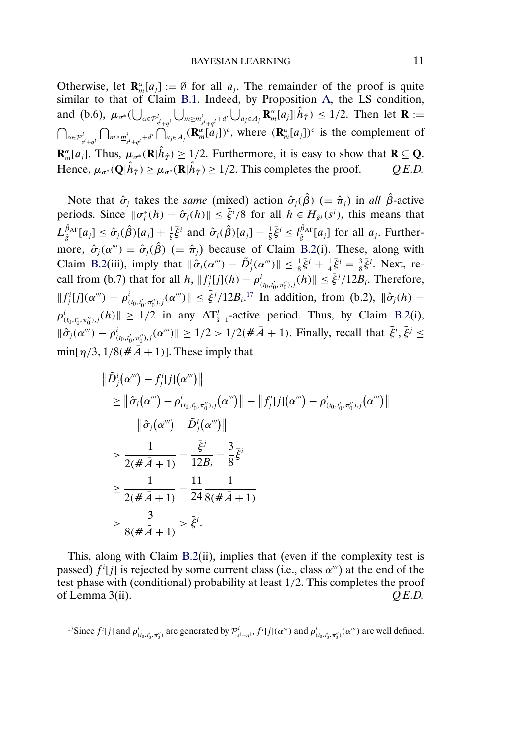Otherwise, let $\mathbf{R}_m^\alpha[a_j] := \emptyset$ for all $a_j$. The remainder of the proof is quite similar to that of Claim B.1. Indeed, by Proposition A, the LS condition, and (b.6), $\mu_{\sigma^*}(\bigcup_{\alpha \in \mathcal{P}^i_{s^i+q^i}} \bigcup_{m \geq \underline{m}^i_{s^i+q^i}+d'} \bigcup_{a_j \in A_j} \mathbf{R}_m^\alpha[a_j] | \hat{h}_{\hat{T}}) \leq 1/2$. Then let $\mathbf{R} := \bigcap_{\alpha \in \mathcal{P}^i_{s^i+q^i}} \bigcap_{m \geq \underline{m}^i_{s^i+q^i}+d'} \bigcap_{a_j \in A_j} (\mathbf{R}_m^\alpha[a_j])^c$, where $(\mathbf{R}_m^\alpha[a_j])^c$ is the complement of $\mathbf{R}_m^\alpha[a_j]$. Thus, $\mu_{\sigma^*}(\mathbf{R}|\hat{h}_{\hat{T}}) \geq 1/2$. Furthermore, it is easy to show that $\mathbf{R} \subseteq \mathbf{Q}$. Hence, $\mu_{\sigma^*}(\mathbf{Q}|\hat{h}_{\hat{T}}) \geq \mu_{\sigma^*}(\mathbf{R}|\hat{h}_{\hat{T}}) \geq 1/2$. This completes the proof. *Q.E.D.*

Note that $\hat{\sigma}_j$ takes the *same* (mixed) action $\hat{\sigma}_j(\hat{\beta})$ $(= \hat{\pi}_j)$ in *all* $\hat{\beta}$-active periods. Since $\|\sigma_j^*(h) - \hat{\sigma}_j(h)\| \leq \bar{\xi}^i/8$ for all $h \in H_{\hat{g}^j}(s^j)$, this means that $L_{\hat{g}}^{\hat{\beta}_{\mathrm{AT}}}[a_j] \leq \hat{\sigma}_j(\hat{\beta})[a_j] + \frac{1}{8}\bar{\xi}^i$ and $\hat{\sigma}_j(\hat{\beta})[a_j] - \frac{1}{8}\bar{\xi}^i \leq l_{\hat{g}}^{\hat{\beta}_{\mathrm{AT}}}[a_j]$ for all $a_j$. Furthermore, $\hat{\sigma}_j(\alpha''') = \hat{\sigma}_j(\hat{\beta})$ $(= \hat{\pi}_j)$ because of Claim B.2(i). These, along with Claim B.2(iii), imply that $\|\hat{\sigma}_j(\alpha''') - \tilde{D}_j^i(\alpha''')\| \leq \frac{1}{8}\bar{\xi}^i + \frac{1}{4}\bar{\xi}^i = \frac{3}{8}\bar{\xi}^i$. Next, recall from (b.7) that for all $h$, $\|f_j^i[j](h) - \rho^i_{(\iota_0, \iota_0', \pi_0''),j}(h)\| \leq \bar{\xi}^j/12B_i$. Therefore, $\|f_j^i[j](\alpha''') - \rho^i_{(\iota_0, \iota_0', \pi_0''),j}(\alpha''')\| \leq \bar{\xi}^j/12B_i$.[17] In addition, from (b.2), $\|\hat{\sigma}_j(h) - \rho^i_{(\iota_0, \iota_0', \pi_0''),j}(h)\| \geq 1/2$ in any $\mathrm{AT}^j_{\hat{s}-1}$-active period. Thus, by Claim B.2(i), $\|\hat{\sigma}_j(\alpha''') - \rho^i_{(\iota_0, \iota_0', \pi_0''),j}(\alpha''')\| \geq 1/2 > 1/2(\#\bar{A}+1)$. Finally, recall that $\bar{\xi}^i, \bar{\xi}^j \leq \min[\eta/3, 1/8(\#\bar{A}+1)]$. These imply that

$$
\begin{aligned}
&\|\tilde{D}_j^i(\alpha''') - f_j^i[j](\alpha''')\| \\
&\quad \geq \|\hat{\sigma}_j(\alpha''') - \rho^i_{(\iota_0, \iota_0', \pi_0''),j}(\alpha''')\| - \|f_j^i[j](\alpha''') - \rho^i_{(\iota_0, \iota_0', \pi_0''),j}(\alpha''')\| \\
&\qquad - \|\hat{\sigma}_j(\alpha''') - \tilde{D}_j^i(\alpha''')\| \\
&\quad > \frac{1}{2(\#\bar{A}+1)} - \frac{\bar{\xi}^j}{12B_i} - \frac{3}{8}\bar{\xi}^i \\
&\quad \geq \frac{1}{2(\#\bar{A}+1)} - \frac{11}{24}\frac{1}{8(\#\bar{A}+1)} \\
&\quad > \frac{3}{8(\#\bar{A}+1)} > \bar{\xi}^i.
\end{aligned}
$$

This, along with Claim B.2(ii), implies that (even if the complexity test is passed) $f^i[j]$ is rejected by some current class (i.e., class $\alpha'''$) at the end of the test phase with (conditional) probability at least 1/2. This completes the proof of Lemma 3(ii). *Q.E.D.*

[17] Since $f^i[j]$ and $\rho^i_{(\iota_0, \iota_0', \pi_0'')}$ are generated by $\mathcal{P}^i_{s^i+q^i}$, $f^i[j](\alpha''')$ and $\rho^i_{(\iota_0, \iota_0', \pi_0'')}(\alpha''')$ are well defined.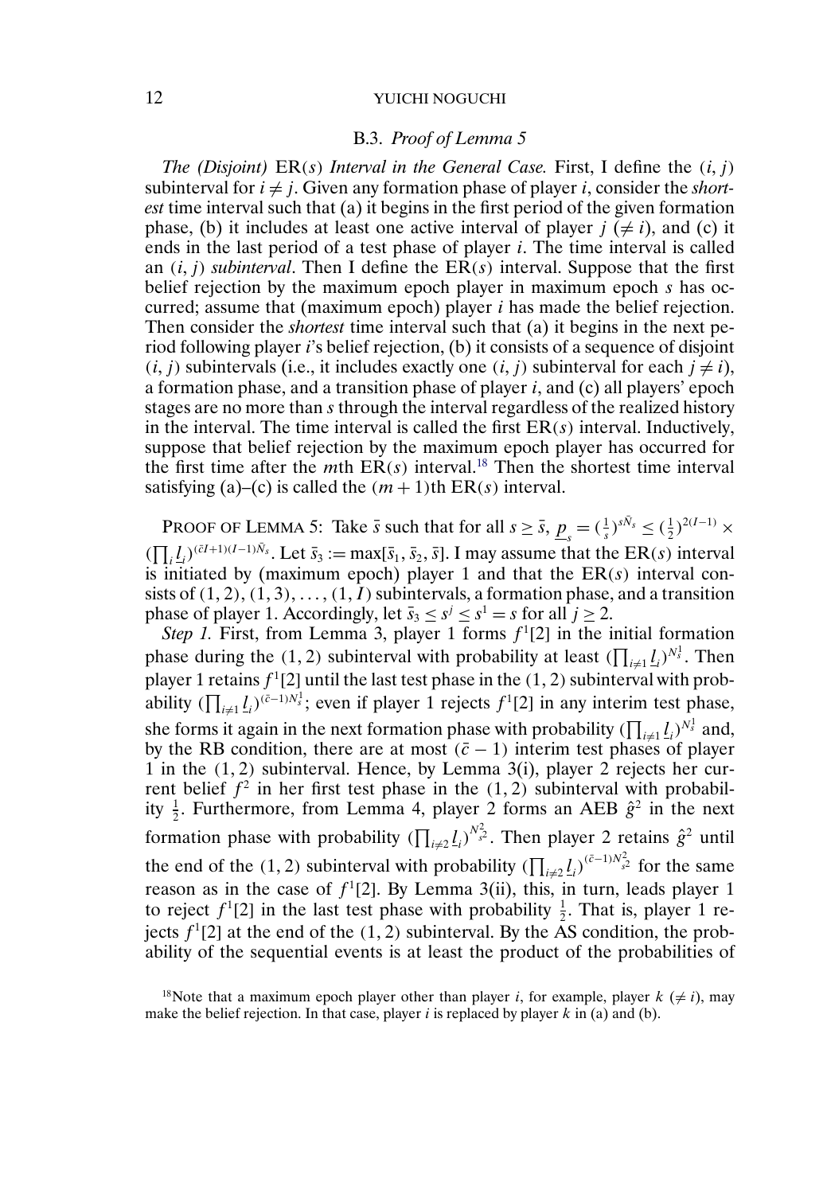### B.3. *Proof of Lemma 5*

*The (Disjoint)* ER$(s)$ *Interval in the General Case.* First, I define the $(i, j)$ subinterval for $i \neq j$. Given any formation phase of player $i$, consider the *shortest* time interval such that (a) it begins in the first period of the given formation phase, (b) it includes at least one active interval of player $j$ $(\neq i)$, and (c) it ends in the last period of a test phase of player $i$. The time interval is called an $(i, j)$ *subinterval*. Then I define the ER$(s)$ interval. Suppose that the first belief rejection by the maximum epoch player in maximum epoch $s$ has occurred; assume that (maximum epoch) player $i$ has made the belief rejection. Then consider the *shortest* time interval such that (a) it begins in the next period following player $i$'s belief rejection, (b) it consists of a sequence of disjoint $(i, j)$ subintervals (i.e., it includes exactly one $(i, j)$ subinterval for each $j \neq i$), a formation phase, and a transition phase of player $i$, and (c) all players' epoch stages are no more than $s$ through the interval regardless of the realized history in the interval. The time interval is called the first ER$(s)$ interval. Inductively, suppose that belief rejection by the maximum epoch player has occurred for the first time after the $m$th ER$(s)$ interval.[18] Then the shortest time interval satisfying (a)–(c) is called the $(m + 1)$th ER$(s)$ interval.

PROOF OF LEMMA 5: Take $\bar{s}$ such that for all $s \geq \bar{s}$, $\underline{p}_s = (\frac{1}{s})^{s\bar{N}_s} \leq (\frac{1}{2})^{2(I-1)} \times (\prod_i \underline{l}_i)^{(\bar{c}I+1)(I-1)\bar{N}_s}$. Let $\bar{s}_3 := \max[\bar{s}_1, \bar{s}_2, \bar{s}]$. I may assume that the ER$(s)$ interval is initiated by (maximum epoch) player 1 and that the ER$(s)$ interval consists of $(1, 2), (1, 3), \ldots, (1, I)$ subintervals, a formation phase, and a transition phase of player 1. Accordingly, let $\bar{s}_3 \leq s^j \leq s^1 = s$ for all $j \geq 2$.

*Step 1.* First, from Lemma 3, player 1 forms $f^1[2]$ in the initial formation phase during the $(1, 2)$ subinterval with probability at least $(\prod_{i \neq 1} \underline{l}_i)^{N_s^1}$. Then player 1 retains $f^1[2]$ until the last test phase in the $(1, 2)$ subinterval with probability $(\prod_{i \neq 1} \underline{l}_i)^{(\bar{c}-1)N_s^1}$; even if player 1 rejects $f^1[2]$ in any interim test phase, she forms it again in the next formation phase with probability $(\prod_{i \neq 1} \underline{l}_i)^{N_s^1}$ and, by the RB condition, there are at most $(\bar{c} - 1)$ interim test phases of player 1 in the $(1, 2)$ subinterval. Hence, by Lemma 3(i), player 2 rejects her current belief $f^2$ in her first test phase in the $(1, 2)$ subinterval with probability $\frac{1}{2}$. Furthermore, from Lemma 4, player 2 forms an AEB $\hat{g}^2$ in the next formation phase with probability $(\prod_{i \neq 2} \underline{l}_i)^{N_{s^2}^2}$. Then player 2 retains $\hat{g}^2$ until the end of the $(1, 2)$ subinterval with probability $(\prod_{i \neq 2} \underline{l}_i)^{(\bar{c}-1)N_{s^2}^2}$ for the same reason as in the case of $f^1[2]$. By Lemma 3(ii), this, in turn, leads player 1 to reject $f^1[2]$ in the last test phase with probability $\frac{1}{2}$. That is, player 1 rejects $f^1[2]$ at the end of the $(1, 2)$ subinterval. By the AS condition, the probability of the sequential events is at least the product of the probabilities of

[18]Note that a maximum epoch player other than player $i$, for example, player $k$ $(\neq i)$, may make the belief rejection. In that case, player $i$ is replaced by player $k$ in (a) and (b).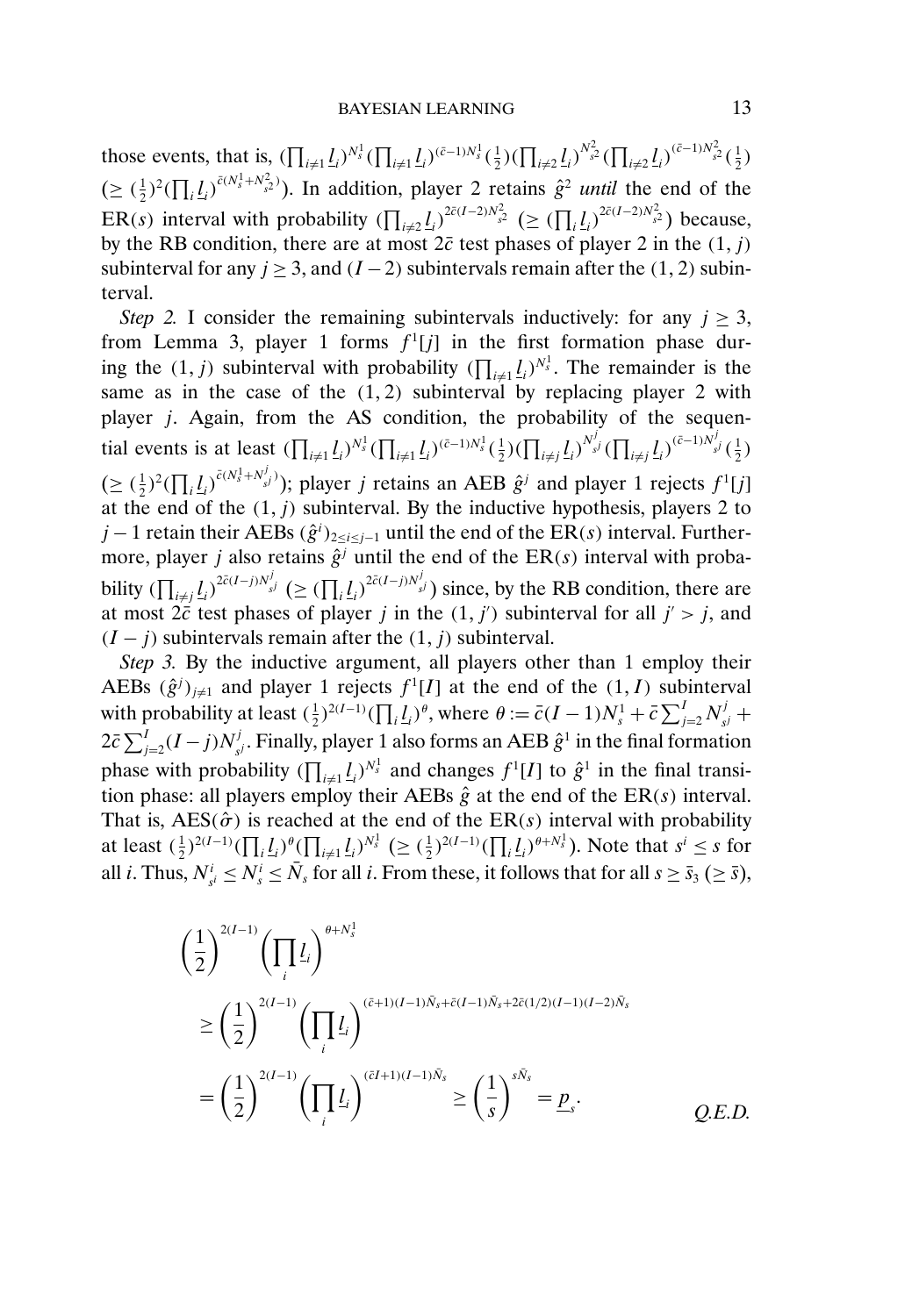those events, that is, $(\prod_{i\neq 1}\underline{l}_i)^{N_s^1}(\prod_{i\neq 1}\underline{l}_i)^{(\bar{c}-1)N_s^1}(\frac{1}{2})(\prod_{i\neq 2}\underline{l}_i)^{N_{s^2}^2}(\prod_{i\neq 2}\underline{l}_i)^{(\bar{c}-1)N_{s^2}^2}(\frac{1}{2})$ $(\geq (\frac{1}{2})^2(\prod_i \underline{l}_i)^{\bar{c}(N_s^1+N_{s^2}^2)})$. In addition, player 2 retains $\hat{g}^2$ *until* the end of the $\mathrm{ER}(s)$ interval with probability $(\prod_{i\neq 2}\underline{l}_i)^{2\bar{c}(I-2)N_{s^2}^2}$ $(\geq (\prod_i \underline{l}_i)^{2\bar{c}(I-2)N_{s^2}^2})$ because, by the RB condition, there are at most $2\bar{c}$ test phases of player 2 in the $(1, j)$ subinterval for any $j \geq 3$, and $(I-2)$ subintervals remain after the $(1, 2)$ subinterval.

*Step 2.* I consider the remaining subintervals inductively: for any $j \geq 3$, from Lemma 3, player 1 forms $f^1[j]$ in the first formation phase during the $(1, j)$ subinterval with probability $(\prod_{i\neq 1}\underline{l}_i)^{N_s^1}$. The remainder is the same as in the case of the $(1, 2)$ subinterval by replacing player 2 with player $j$. Again, from the AS condition, the probability of the sequential events is at least $(\prod_{i\neq 1}\underline{l}_i)^{N_s^1}(\prod_{i\neq 1}\underline{l}_i)^{(\bar{c}-1)N_s^1}(\frac{1}{2})(\prod_{i\neq j}\underline{l}_i)^{N_{s^j}^j}(\prod_{i\neq j}\underline{l}_i)^{(\bar{c}-1)N_{s^j}^j}(\frac{1}{2})$ $(\geq (\frac{1}{2})^2(\prod_i \underline{l}_i)^{\bar{c}(N_s^1+N_{s^j}^j)})$; player $j$ retains an AEB $\hat{g}^j$ and player 1 rejects $f^1[j]$ at the end of the $(1, j)$ subinterval. By the inductive hypothesis, players 2 to $j-1$ retain their AEBs $(\hat{g}^i)_{2\leq i\leq j-1}$ until the end of the $\mathrm{ER}(s)$ interval. Furthermore, player $j$ also retains $\hat{g}^j$ until the end of the $\mathrm{ER}(s)$ interval with probability $(\prod_{i\neq j}\underline{l}_i)^{2\bar{c}(I-j)N_{s^j}^j}$ $(\geq (\prod_i \underline{l}_i)^{2\bar{c}(I-j)N_{s^j}^j})$ since, by the RB condition, there are at most $2\bar{c}$ test phases of player $j$ in the $(1, j')$ subinterval for all $j' > j$, and $(I-j)$ subintervals remain after the $(1, j)$ subinterval.

*Step 3.* By the inductive argument, all players other than 1 employ their AEBs $(\hat{g}^j)_{j\neq 1}$ and player 1 rejects $f^1[I]$ at the end of the $(1, I)$ subinterval with probability at least $(\frac{1}{2})^{2(I-1)}(\prod_i \underline{l}_i)^{\theta}$, where $\theta := \bar{c}(I-1)N_s^1 + \bar{c}\sum_{j=2}^{I} N_{s^j}^j + 2\bar{c}\sum_{j=2}^{I}(I-j)N_{s^j}^j$. Finally, player 1 also forms an AEB $\hat{g}^1$ in the final formation phase with probability $(\prod_{i\neq 1}\underline{l}_i)^{N_s^1}$ and changes $f^1[I]$ to $\hat{g}^1$ in the final transition phase: all players employ their AEBs $\hat{g}$ at the end of the $\mathrm{ER}(s)$ interval. That is, $\mathrm{AES}(\hat{\sigma})$ is reached at the end of the $\mathrm{ER}(s)$ interval with probability at least $(\frac{1}{2})^{2(I-1)}(\prod_i \underline{l}_i)^{\theta}(\prod_{i\neq 1}\underline{l}_i)^{N_s^1}$ $(\geq (\frac{1}{2})^{2(I-1)}(\prod_i \underline{l}_i)^{\theta+N_s^1})$. Note that $s^i \leq s$ for all $i$. Thus, $N_{s^i}^i \leq N_s^i \leq \bar{N}_s$ for all $i$. From these, it follows that for all $s \geq \bar{s}_3$ $(\geq \bar{s})$,

$$
\begin{aligned}
&\left(\frac{1}{2}\right)^{2(I-1)}\left(\prod_i \underline{l}_i\right)^{\theta+N_s^1} \\
&\quad \geq \left(\frac{1}{2}\right)^{2(I-1)}\left(\prod_i \underline{l}_i\right)^{(\bar{c}+1)(I-1)\bar{N}_s+\bar{c}(I-1)\bar{N}_s+2\bar{c}(1/2)(I-1)(I-2)\bar{N}_s} \\
&\quad = \left(\frac{1}{2}\right)^{2(I-1)}\left(\prod_i \underline{l}_i\right)^{(\bar{c}I+1)(I-1)\bar{N}_s} \geq \left(\frac{1}{s}\right)^{s\bar{N}_s} = \underline{p}_s. \qquad \textit{Q.E.D.}
\end{aligned}
$$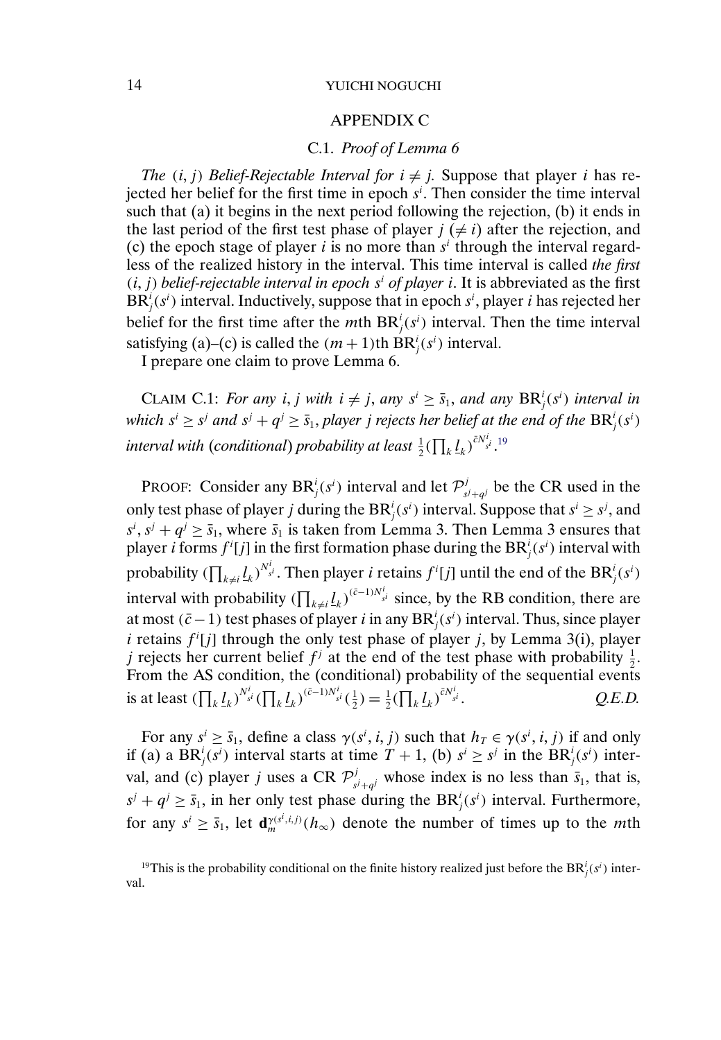## APPENDIX C

### C.1. *Proof of Lemma 6*

*The $(i, j)$ Belief-Rejectable Interval for $i \neq j$.* Suppose that player $i$ has rejected her belief for the first time in epoch $s^i$. Then consider the time interval such that (a) it begins in the next period following the rejection, (b) it ends in the last period of the first test phase of player $j$ $(\neq i)$ after the rejection, and (c) the epoch stage of player $i$ is no more than $s^i$ through the interval regardless of the realized history in the interval. This time interval is called *the first $(i, j)$ belief-rejectable interval in epoch $s^i$ of player $i$*. It is abbreviated as the first $\mathrm{BR}_j^i(s^i)$ interval. Inductively, suppose that in epoch $s^i$, player $i$ has rejected her belief for the first time after the $m$th $\mathrm{BR}_j^i(s^i)$ interval. Then the time interval satisfying (a)–(c) is called the $(m+1)$th $\mathrm{BR}_j^i(s^i)$ interval.

I prepare one claim to prove Lemma 6.

CLAIM C.1: *For any $i, j$ with $i \neq j$, any $s^i \geq \bar{s}_1$, and any $\mathrm{BR}_j^i(s^i)$ interval in which $s^i \geq s^j$ and $s^j + q^j \geq \bar{s}_1$, player $j$ rejects her belief at the end of the $\mathrm{BR}_j^i(s^i)$ interval with* (*conditional*) *probability at least $\frac{1}{2}(\prod_k \underline{l}_k)^{\bar{c}N^i_{s^i}}$.*[19]

PROOF: Consider any $\mathrm{BR}_j^i(s^i)$ interval and let $\mathcal{P}^j_{s^j+q^j}$ be the CR used in the only test phase of player $j$ during the $\mathrm{BR}_j^i(s^i)$ interval. Suppose that $s^i \geq s^j$, and $s^i, s^j + q^j \geq \bar{s}_1$, where $\bar{s}_1$ is taken from Lemma 3. Then Lemma 3 ensures that player $i$ forms $f^i[j]$ in the first formation phase during the $\mathrm{BR}_j^i(s^i)$ interval with probability $(\prod_{k\neq i} \underline{l}_k)^{N^i_{s^i}}$. Then player $i$ retains $f^i[j]$ until the end of the $\mathrm{BR}_j^i(s^i)$ interval with probability $(\prod_{k\neq i} \underline{l}_k)^{(\bar{c}-1)N^i_{s^i}}$ since, by the RB condition, there are at most $(\bar{c}-1)$ test phases of player $i$ in any $\mathrm{BR}_j^i(s^i)$ interval. Thus, since player $i$ retains $f^i[j]$ through the only test phase of player $j$, by Lemma 3(i), player $j$ rejects her current belief $f^j$ at the end of the test phase with probability $\frac{1}{2}$. From the AS condition, the (conditional) probability of the sequential events is at least $(\prod_k \underline{l}_k)^{N^i_{s^i}} (\prod_k \underline{l}_k)^{(\bar{c}-1)N^i_{s^i}} (\frac{1}{2}) = \frac{1}{2}(\prod_k \underline{l}_k)^{\bar{c}N^i_{s^i}}$. *Q.E.D.*

For any $s^i \geq \bar{s}_1$, define a class $\gamma(s^i, i, j)$ such that $h_T \in \gamma(s^i, i, j)$ if and only if (a) a $\mathrm{BR}_j^i(s^i)$ interval starts at time $T+1$, (b) $s^i \geq s^j$ in the $\mathrm{BR}_j^i(s^i)$ interval, and (c) player $j$ uses a CR $\mathcal{P}^j_{s^j+q^j}$ whose index is no less than $\bar{s}_1$, that is, $s^j + q^j \geq \bar{s}_1$, in her only test phase during the $\mathrm{BR}_j^i(s^i)$ interval. Furthermore, for any $s^i \geq \bar{s}_1$, let $\mathbf{d}_m^{\gamma(s^i,i,j)}(h_\infty)$ denote the number of times up to the $m$th

[19] This is the probability conditional on the finite history realized just before the $\mathrm{BR}_j^i(s^i)$ interval.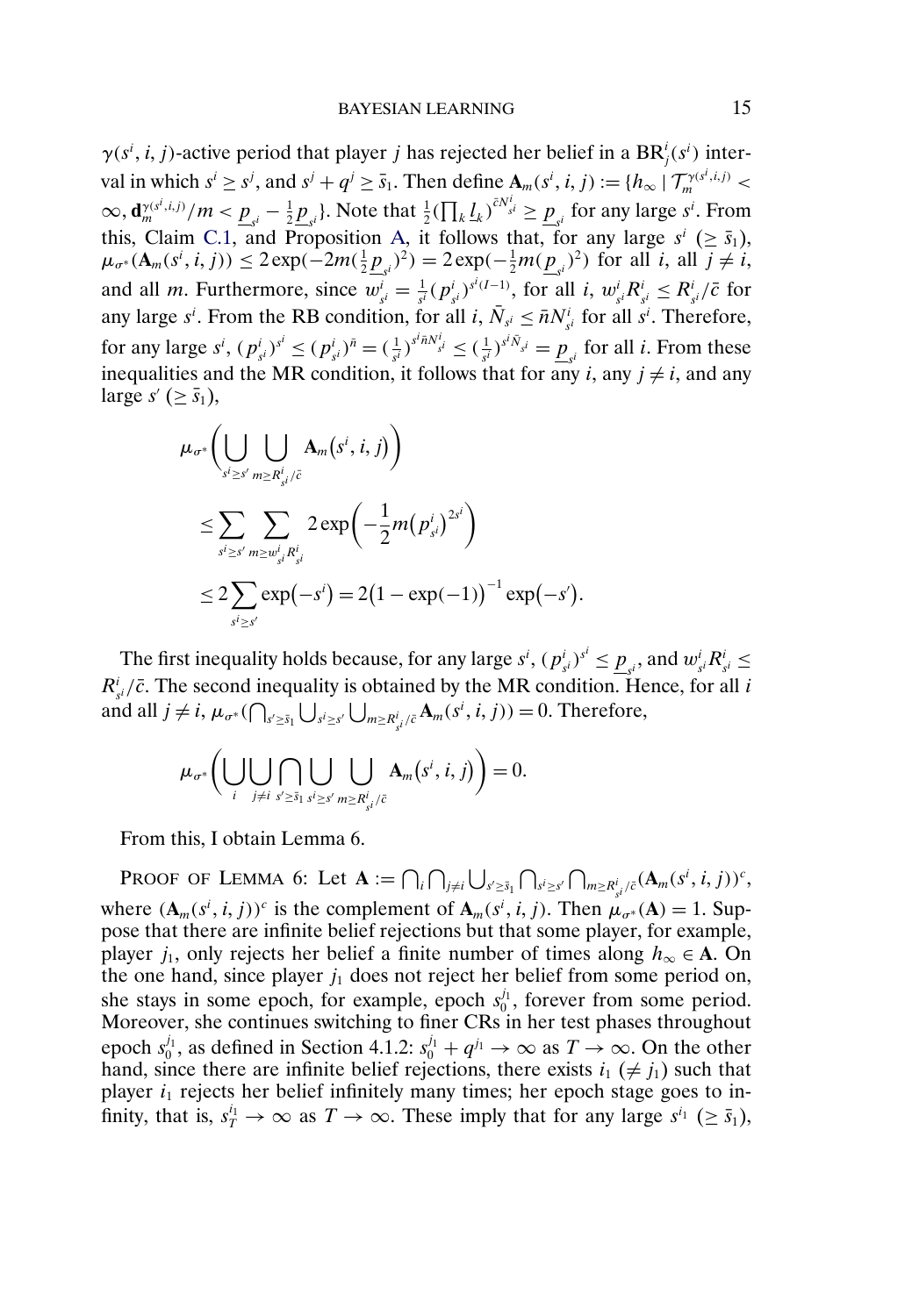$\gamma(s^i, i, j)$-active period that player $j$ has rejected her belief in a $\mathrm{BR}^i_j(s^i)$ interval in which $s^i \geq s^j$, and $s^j + q^j \geq \bar{s}_1$. Then define $\mathbf{A}_m(s^i, i, j) := \{h_\infty \mid \mathcal{T}_m^{\gamma(s^i,i,j)} < \infty, \mathbf{d}_m^{\gamma(s^i,i,j)}/m < \underline{p}_{s^i} - \frac{1}{2}\underline{p}_{s^i}\}$. Note that $\frac{1}{2}(\prod_k \underline{l}_k)^{\bar{c}N^i_{s^i}} \geq \underline{p}_{s^i}$ for any large $s^i$. From this, Claim C.1, and Proposition A, it follows that, for any large $s^i$ ($\geq \bar{s}_1$), $\mu_{\sigma^*}(\mathbf{A}_m(s^i, i, j)) \leq 2\exp(-2m(\frac{1}{2}\underline{p}_{s^i})^2) = 2\exp(-\frac{1}{2}m(\underline{p}_{s^i})^2)$ for all $i$, all $j \neq i$, and all $m$. Furthermore, since $w^i_{s^i} = \frac{1}{s^i}(p^i_{s^i})^{s^i(I-1)}$, for all $i$, $w^i_{s^i}R^i_{s^i} \leq R^i_{s^i}/\bar{c}$ for any large $s^i$. From the RB condition, for all $i$, $\bar{N}_{s^i} \leq \bar{n}N^i_{s^i}$ for all $s^i$. Therefore, for any large $s^i$, $(p^i_{s^i})^{s^i} \leq (p^i_{s^i})^{\bar{n}} = (\frac{1}{s^i})^{s^i\bar{n}N^i_{s^i}} \leq (\frac{1}{s^i})^{s^i\bar{N}_{s^i}} = \underline{p}_{s^i}$ for all $i$. From these inequalities and the MR condition, it follows that for any $i$, any $j \neq i$, and any large $s'$ ($\geq \bar{s}_1$),

$$
\begin{aligned}
&\mu_{\sigma^*}\Bigg(\bigcup_{s^i \geq s'} \bigcup_{m \geq R^i_{s^i}/\bar{c}} \mathbf{A}_m(s^i, i, j)\Bigg) \\
&\quad \leq \sum_{s^i \geq s'} \sum_{m \geq w^i_{s^i}R^i_{s^i}} 2\exp\left(-\frac{1}{2}m(p^i_{s^i})^{2s^i}\right) \\
&\quad \leq 2\sum_{s^i \geq s'} \exp(-s^i) = 2(1 - \exp(-1))^{-1}\exp(-s').
\end{aligned}
$$

The first inequality holds because, for any large $s^i$, $(p^i_{s^i})^{s^i} \leq \underline{p}_{s^i}$, and $w^i_{s^i}R^i_{s^i} \leq R^i_{s^i}/\bar{c}$. The second inequality is obtained by the MR condition. Hence, for all $i$ and all $j \neq i$, $\mu_{\sigma^*}(\bigcap_{s' \geq \bar{s}_1} \bigcup_{s^i \geq s'} \bigcup_{m \geq R^i_{s^i}/\bar{c}} \mathbf{A}_m(s^i, i, j)) = 0$. Therefore,

$$
\mu_{\sigma^*}\Bigg(\bigcup_i \bigcup_{j \neq i} \bigcap_{s' \geq \bar{s}_1} \bigcup_{s^i \geq s'} \bigcup_{m \geq R^i_{s^i}/\bar{c}} \mathbf{A}_m(s^i, i, j)\Bigg) = 0.
$$

From this, I obtain Lemma 6.

PROOF OF LEMMA 6: Let $\mathbf{A} := \bigcap_i \bigcap_{j \neq i} \bigcup_{s' \geq \bar{s}_1} \bigcap_{s^i \geq s'} \bigcap_{m \geq R^i_{s^i}/\bar{c}} (\mathbf{A}_m(s^i, i, j))^c$, where $(\mathbf{A}_m(s^i, i, j))^c$ is the complement of $\mathbf{A}_m(s^i, i, j)$. Then $\mu_{\sigma^*}(\mathbf{A}) = 1$. Suppose that there are infinite belief rejections but that some player, for example, player $j_1$, only rejects her belief a finite number of times along $h_\infty \in \mathbf{A}$. On the one hand, since player $j_1$ does not reject her belief from some period on, she stays in some epoch, for example, epoch $s^{j_1}_0$, forever from some period. Moreover, she continues switching to finer CRs in her test phases throughout epoch $s^{j_1}_0$, as defined in Section 4.1.2: $s^{j_1}_0 + q^{j_1} \to \infty$ as $T \to \infty$. On the other hand, since there are infinite belief rejections, there exists $i_1$ ($\neq j_1$) such that player $i_1$ rejects her belief infinitely many times; her epoch stage goes to infinity, that is, $s^{i_1}_T \to \infty$ as $T \to \infty$. These imply that for any large $s^{i_1}$ ($\geq \bar{s}_1$),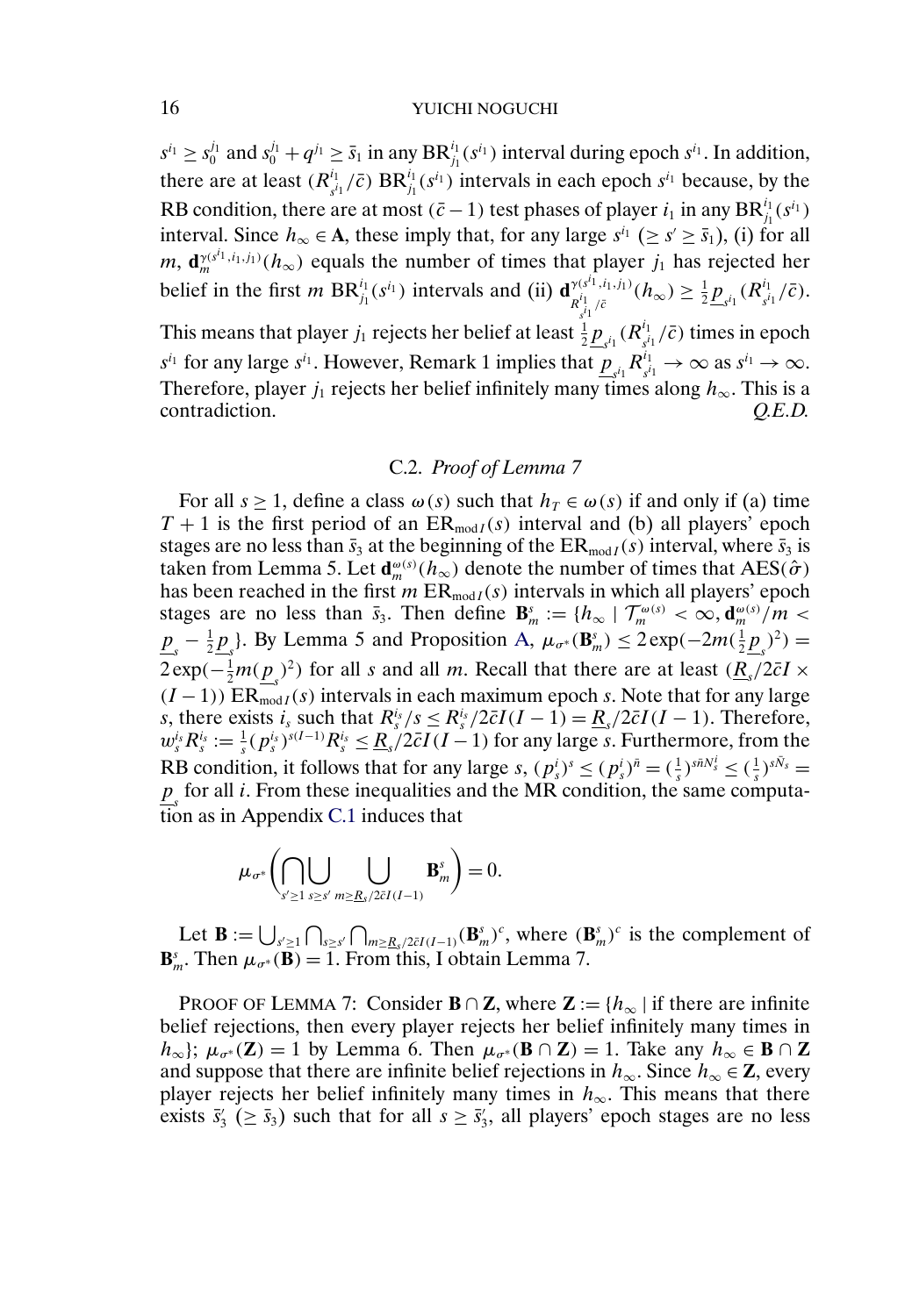$s^{i_1} \geq s_0^{j_1}$ and $s_0^{j_1} + q^{j_1} \geq \bar{s}_1$ in any $\mathrm{BR}_{j_1}^{i_1}(s^{i_1})$ interval during epoch $s^{i_1}$. In addition, there are at least $(R_{s^{i_1}}^{i_1}/\bar{c})$ $\mathrm{BR}_{j_1}^{i_1}(s^{i_1})$ intervals in each epoch $s^{i_1}$ because, by the RB condition, there are at most $(\bar{c}-1)$ test phases of player $i_1$ in any $\mathrm{BR}_{j_1}^{i_1}(s^{i_1})$ interval. Since $h_\infty \in \mathbf{A}$, these imply that, for any large $s^{i_1}$ $(\geq s' \geq \bar{s}_1)$, (i) for all $m$, $\mathbf{d}_m^{\gamma(s^{i_1},i_1,j_1)}(h_\infty)$ equals the number of times that player $j_1$ has rejected her belief in the first $m$ $\mathrm{BR}_{j_1}^{i_1}(s^{i_1})$ intervals and (ii) $\mathbf{d}_{R_{s^{i_1}}^{i_1}/\bar{c}}^{\gamma(s^{i_1},i_1,j_1)}(h_\infty) \geq \frac{1}{2}\underline{p}_{s^{i_1}}(R_{s^{i_1}}^{i_1}/\bar{c})$. This means that player $j_1$ rejects her belief at least $\frac{1}{2}\underline{p}_{s^{i_1}}(R_{s^{i_1}}^{i_1}/\bar{c})$ times in epoch $s^{i_1}$ for any large $s^{i_1}$. However, Remark 1 implies that $\underline{p}_{s^{i_1}} R_{s^{i_1}}^{i_1} \to \infty$ as $s^{i_1} \to \infty$. Therefore, player $j_1$ rejects her belief infinitely many times along $h_\infty$. This is a contradiction. *Q.E.D.*

### C.2. *Proof of Lemma 7*

For all $s \geq 1$, define a class $\omega(s)$ such that $h_T \in \omega(s)$ if and only if (a) time $T+1$ is the first period of an $\mathrm{ER}_{\mathrm{mod}\, I}(s)$ interval and (b) all players' epoch stages are no less than $\bar{s}_3$ at the beginning of the $\mathrm{ER}_{\mathrm{mod}\, I}(s)$ interval, where $\bar{s}_3$ is taken from Lemma 5. Let $\mathbf{d}_m^{\omega(s)}(h_\infty)$ denote the number of times that $\mathrm{AES}(\hat{\sigma})$ has been reached in the first $m$ $\mathrm{ER}_{\mathrm{mod}\, I}(s)$ intervals in which all players' epoch stages are no less than $\bar{s}_3$. Then define $\mathbf{B}_m^s := \{h_\infty \mid \mathcal{T}_m^{\omega(s)} < \infty, \mathbf{d}_m^{\omega(s)}/m < \underline{p}_s - \frac{1}{2}\underline{p}_s\}$. By Lemma 5 and Proposition A, $\mu_{\sigma^*}(\mathbf{B}_m^s) \leq 2\exp(-2m(\frac{1}{2}\underline{p}_s)^2) = 2\exp(-\frac{1}{2}m(\underline{p}_s)^2)$ for all $s$ and all $m$. Recall that there are at least $(\underline{R}_s/2\bar{c}I \times (I-1))$ $\mathrm{ER}_{\mathrm{mod}\, I}(s)$ intervals in each maximum epoch $s$. Note that for any large $s$, there exists $i_s$ such that $R_s^{i_s}/s \leq R_s^{i_s}/2\bar{c}I(I-1) = \underline{R}_s/2\bar{c}I(I-1)$. Therefore, $w_s^{i_s} R_s^{i_s} := \frac{1}{s}(p_s^{i_s})^{s(I-1)} R_s^{i_s} \leq \underline{R}_s/2\bar{c}I(I-1)$ for any large $s$. Furthermore, from the RB condition, it follows that for any large $s$, $(p_s^i)^s \leq (p_s^i)^{\bar{n}} = (\frac{1}{s})^{s\bar{n}N_s^i} \leq (\frac{1}{s})^{s\bar{N}_s} = \underline{p}_s$ for all $i$. From these inequalities and the MR condition, the same computation as in Appendix C.1 induces that

$$\mu_{\sigma^*}\left(\bigcap_{s' \geq 1} \bigcup_{s \geq s'} \bigcup_{m \geq \underline{R}_s/2\bar{c}I(I-1)} \mathbf{B}_m^s\right) = 0.$$

Let $\mathbf{B} := \bigcup_{s' \geq 1} \bigcap_{s \geq s'} \bigcap_{m \geq \underline{R}_s/2\bar{c}I(I-1)} (\mathbf{B}_m^s)^c$, where $(\mathbf{B}_m^s)^c$ is the complement of $\mathbf{B}_m^s$. Then $\mu_{\sigma^*}(\mathbf{B}) = 1$. From this, I obtain Lemma 7.

PROOF OF LEMMA 7: Consider $\mathbf{B} \cap \mathbf{Z}$, where $\mathbf{Z} := \{h_\infty \mid$ if there are infinite belief rejections, then every player rejects her belief infinitely many times in $h_\infty\}$; $\mu_{\sigma^*}(\mathbf{Z}) = 1$ by Lemma 6. Then $\mu_{\sigma^*}(\mathbf{B} \cap \mathbf{Z}) = 1$. Take any $h_\infty \in \mathbf{B} \cap \mathbf{Z}$ and suppose that there are infinite belief rejections in $h_\infty$. Since $h_\infty \in \mathbf{Z}$, every player rejects her belief infinitely many times in $h_\infty$. This means that there exists $\bar{s}_3'$ $(\geq \bar{s}_3)$ such that for all $s \geq \bar{s}_3'$, all players' epoch stages are no less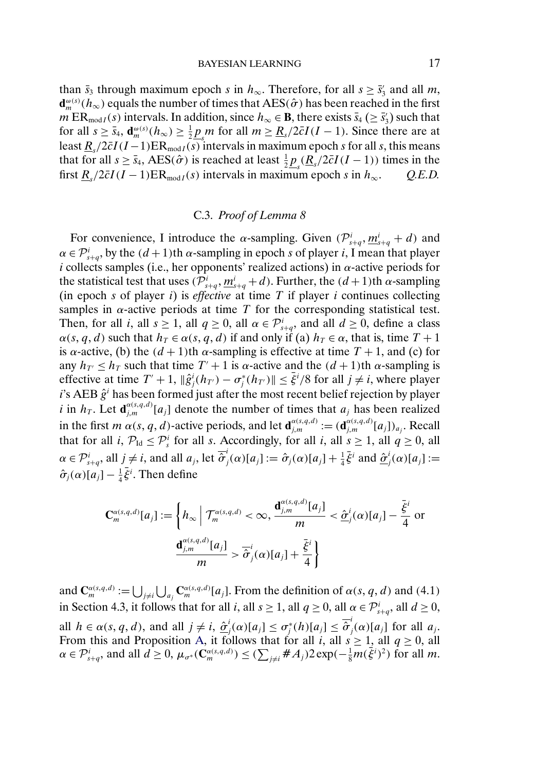than $\bar{s}_3$ through maximum epoch $s$ in $h_\infty$. Therefore, for all $s \geq \bar{s}_3'$ and all $m$, $\mathbf{d}_m^{\omega(s)}(h_\infty)$ equals the number of times that $\text{AES}(\hat{\sigma})$ has been reached in the first $m\,\text{ER}_{\text{mod}\,I}(s)$ intervals. In addition, since $h_\infty \in \mathbf{B}$, there exists $\bar{s}_4$ $(\geq \bar{s}_3')$ such that for all $s \geq \bar{s}_4$, $\mathbf{d}_m^{\omega(s)}(h_\infty) \geq \frac{1}{2}\underline{p}_s m$ for all $m \geq \underline{R}_s/2\bar{c}I(I-1)$. Since there are at least $\underline{R}_s/2\bar{c}I(I-1)\text{ER}_{\text{mod}\,I}(s)$ intervals in maximum epoch $s$ for all $s$, this means that for all $s \geq \bar{s}_4$, $\text{AES}(\hat{\sigma})$ is reached at least $\frac{1}{2}\underline{p}_s(\underline{R}_s/2\bar{c}I(I-1))$ times in the first $\underline{R}_s/2\bar{c}I(I-1)\text{ER}_{\text{mod}\,I}(s)$ intervals in maximum epoch $s$ in $h_\infty$. *Q.E.D.*

### C.3. *Proof of Lemma 8*

For convenience, I introduce the $\alpha$-sampling. Given $(\mathcal{P}_{s+q}^i, \underline{m}_{s+q}^i + d)$ and $\alpha \in \mathcal{P}_{s+q}^i$, by the $(d+1)$th $\alpha$-sampling in epoch $s$ of player $i$, I mean that player $i$ collects samples (i.e., her opponents' realized actions) in $\alpha$-active periods for the statistical test that uses $(\mathcal{P}_{s+q}^i, \underline{m}_{s+q}^i + d)$. Further, the $(d+1)$th $\alpha$-sampling (in epoch $s$ of player $i$) is *effective* at time $T$ if player $i$ continues collecting samples in $\alpha$-active periods at time $T$ for the corresponding statistical test. Then, for all $i$, all $s \geq 1$, all $q \geq 0$, all $\alpha \in \mathcal{P}_{s+q}^i$, and all $d \geq 0$, define a class $\alpha(s, q, d)$ such that $h_T \in \alpha(s, q, d)$ if and only if (a) $h_T \in \alpha$, that is, time $T+1$ is $\alpha$-active, (b) the $(d+1)$th $\alpha$-sampling is effective at time $T+1$, and (c) for any $h_{T'} \leq h_T$ such that time $T'+1$ is $\alpha$-active and the $(d+1)$th $\alpha$-sampling is effective at time $T'+1$, $\|\hat{g}_j^i(h_{T'}) - \sigma_j^*(h_{T'})\| \leq \bar{\xi}^i/8$ for all $j \neq i$, where player $i$'s AEB $\hat{g}^i$ has been formed just after the most recent belief rejection by player $i$ in $h_T$. Let $\mathbf{d}_{j,m}^{\alpha(s,q,d)}[a_j]$ denote the number of times that $a_j$ has been realized in the first $m$ $\alpha(s, q, d)$-active periods, and let $\mathbf{d}_{j,m}^{\alpha(s,q,d)} := (\mathbf{d}_{j,m}^{\alpha(s,q,d)}[a_j])_{a_j}$. Recall that for all $i$, $\mathcal{P}_{\text{Id}} \leq \mathcal{P}_s^i$ for all $s$. Accordingly, for all $i$, all $s \geq 1$, all $q \geq 0$, all $\alpha \in \mathcal{P}_{s+q}^i$, all $j \neq i$, and all $a_j$, let $\overline{\hat{\sigma}}_j^i(\alpha)[a_j] := \hat{\sigma}_j(\alpha)[a_j] + \frac{1}{4}\bar{\xi}^i$ and $\underline{\hat{\sigma}}_j^i(\alpha)[a_j] := \hat{\sigma}_j(\alpha)[a_j] - \frac{1}{4}\bar{\xi}^i$. Then define

$$
\mathbf{C}_m^{\alpha(s,q,d)}[a_j] := \left\{ h_\infty \,\middle|\, \mathcal{T}_m^{\alpha(s,q,d)} < \infty, \frac{\mathbf{d}_{j,m}^{\alpha(s,q,d)}[a_j]}{m} < \underline{\hat{\sigma}}_j^i(\alpha)[a_j] - \frac{\bar{\xi}^i}{4} \text{ or } \frac{\mathbf{d}_{j,m}^{\alpha(s,q,d)}[a_j]}{m} > \overline{\hat{\sigma}}_j^i(\alpha)[a_j] + \frac{\bar{\xi}^i}{4} \right\}
$$

and $\mathbf{C}_m^{\alpha(s,q,d)} := \bigcup_{j \neq i} \bigcup_{a_j} \mathbf{C}_m^{\alpha(s,q,d)}[a_j]$. From the definition of $\alpha(s, q, d)$ and (4.1) in Section 4.3, it follows that for all $i$, all $s \geq 1$, all $q \geq 0$, all $\alpha \in \mathcal{P}_{s+q}^i$, all $d \geq 0$, all $h \in \alpha(s, q, d)$, and all $j \neq i$, $\underline{\hat{\sigma}}_j^i(\alpha)[a_j] \leq \sigma_j^*(h)[a_j] \leq \overline{\hat{\sigma}}_j^i(\alpha)[a_j]$ for all $a_j$. From this and Proposition A, it follows that for all $i$, all $s \geq 1$, all $q \geq 0$, all $\alpha \in \mathcal{P}_{s+q}^i$, and all $d \geq 0$, $\mu_{\sigma^*}(\mathbf{C}_m^{\alpha(s,q,d)}) \leq (\sum_{j \neq i} \# A_j) 2 \exp(-\frac{1}{8} m (\bar{\xi}^i)^2)$ for all $m$.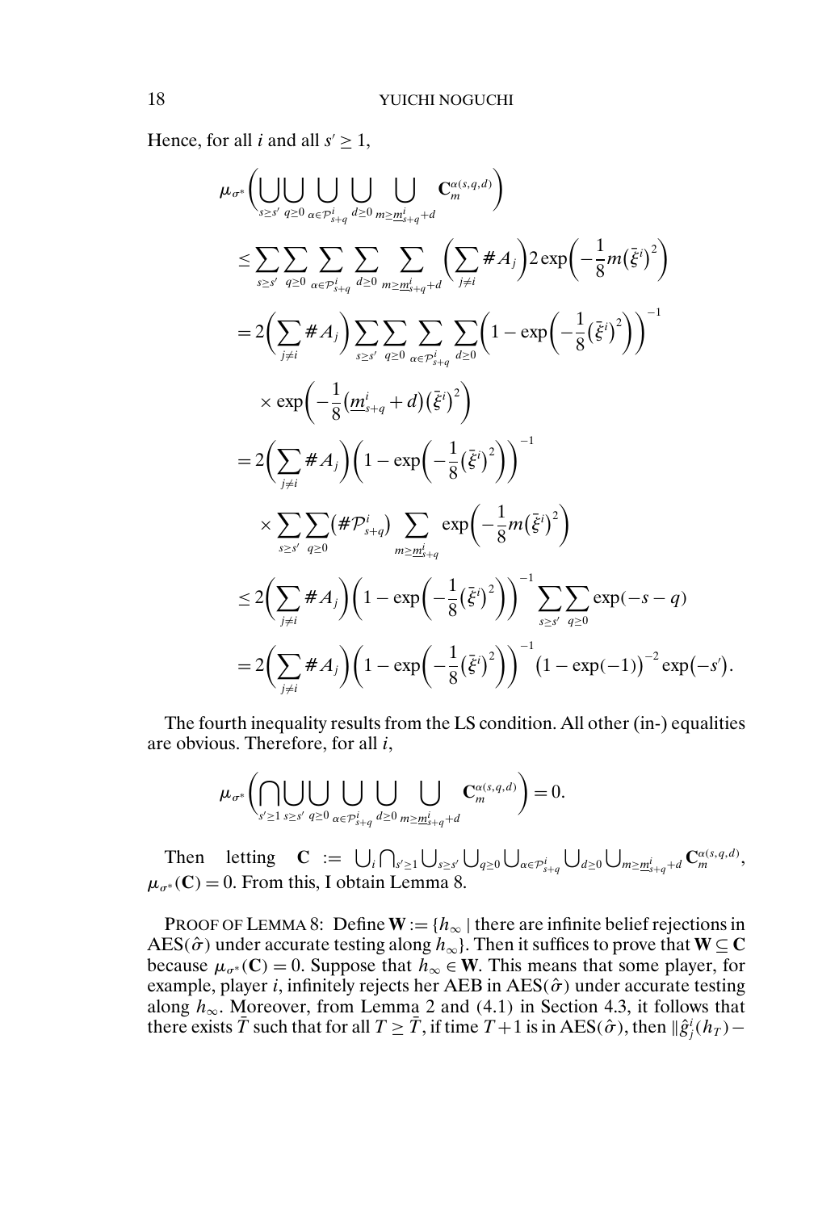Hence, for all $i$ and all $s' \geq 1$,

$$
\begin{aligned}
\mu_{\sigma^*}\Bigg(\bigcup_{s\geq s'}\bigcup_{q\geq 0}\bigcup_{\alpha\in\mathcal{P}^i_{s+q}}\bigcup_{d\geq 0}\bigcup_{m\geq \underline{m}^i_{s+q}+d}\mathbf{C}^{\alpha(s,q,d)}_m\Bigg)
&\leq \sum_{s\geq s'}\sum_{q\geq 0}\sum_{\alpha\in\mathcal{P}^i_{s+q}}\sum_{d\geq 0}\sum_{m\geq \underline{m}^i_{s+q}+d}\Big(\sum_{j\neq i}\#A_j\Big)2\exp\Big(-\frac{1}{8}m\big(\bar{\xi}^i\big)^2\Big)\\
&= 2\Big(\sum_{j\neq i}\#A_j\Big)\sum_{s\geq s'}\sum_{q\geq 0}\sum_{\alpha\in\mathcal{P}^i_{s+q}}\sum_{d\geq 0}\Big(1-\exp\Big(-\frac{1}{8}\big(\bar{\xi}^i\big)^2\Big)\Big)^{-1}\\
&\quad\times\exp\Big(-\frac{1}{8}\big(\underline{m}^i_{s+q}+d\big)\big(\bar{\xi}^i\big)^2\Big)\\
&= 2\Big(\sum_{j\neq i}\#A_j\Big)\Big(1-\exp\Big(-\frac{1}{8}\big(\bar{\xi}^i\big)^2\Big)\Big)^{-1}\\
&\quad\times\sum_{s\geq s'}\sum_{q\geq 0}\big(\#\mathcal{P}^i_{s+q}\big)\sum_{m\geq \underline{m}^i_{s+q}}\exp\Big(-\frac{1}{8}m\big(\bar{\xi}^i\big)^2\Big)\\
&\leq 2\Big(\sum_{j\neq i}\#A_j\Big)\Big(1-\exp\Big(-\frac{1}{8}\big(\bar{\xi}^i\big)^2\Big)\Big)^{-1}\sum_{s\geq s'}\sum_{q\geq 0}\exp(-s-q)\\
&= 2\Big(\sum_{j\neq i}\#A_j\Big)\Big(1-\exp\Big(-\frac{1}{8}\big(\bar{\xi}^i\big)^2\Big)\Big)^{-1}\big(1-\exp(-1)\big)^{-2}\exp\big(-s'\big).
\end{aligned}
$$

The fourth inequality results from the LS condition. All other (in-) equalities are obvious. Therefore, for all $i$,

$$
\mu_{\sigma^*}\Bigg(\bigcap_{s'\geq 1}\bigcup_{s\geq s'}\bigcup_{q\geq 0}\bigcup_{\alpha\in\mathcal{P}^i_{s+q}}\bigcup_{d\geq 0}\bigcup_{m\geq \underline{m}^i_{s+q}+d}\mathbf{C}^{\alpha(s,q,d)}_m\Bigg)=0.
$$

Then letting $\mathbf{C} := \bigcup_i\bigcap_{s'\geq 1}\bigcup_{s\geq s'}\bigcup_{q\geq 0}\bigcup_{\alpha\in\mathcal{P}^i_{s+q}}\bigcup_{d\geq 0}\bigcup_{m\geq \underline{m}^i_{s+q}+d}\mathbf{C}^{\alpha(s,q,d)}_m$, $\mu_{\sigma^*}(\mathbf{C})=0$. From this, I obtain Lemma 8.

PROOF OF LEMMA 8: Define $\mathbf{W} := \{h_\infty \mid$ there are infinite belief rejections in $\text{AES}(\hat{\sigma})$ under accurate testing along $h_\infty\}$. Then it suffices to prove that $\mathbf{W}\subseteq\mathbf{C}$ because $\mu_{\sigma^*}(\mathbf{C})=0$. Suppose that $h_\infty\in\mathbf{W}$. This means that some player, for example, player $i$, infinitely rejects her AEB in $\text{AES}(\hat{\sigma})$ under accurate testing along $h_\infty$. Moreover, from Lemma 2 and (4.1) in Section 4.3, it follows that there exists $\bar{T}$ such that for all $T\geq\bar{T}$, if time $T+1$ is in $\text{AES}(\hat{\sigma})$, then $\|\hat{g}^i_j(h_T)-$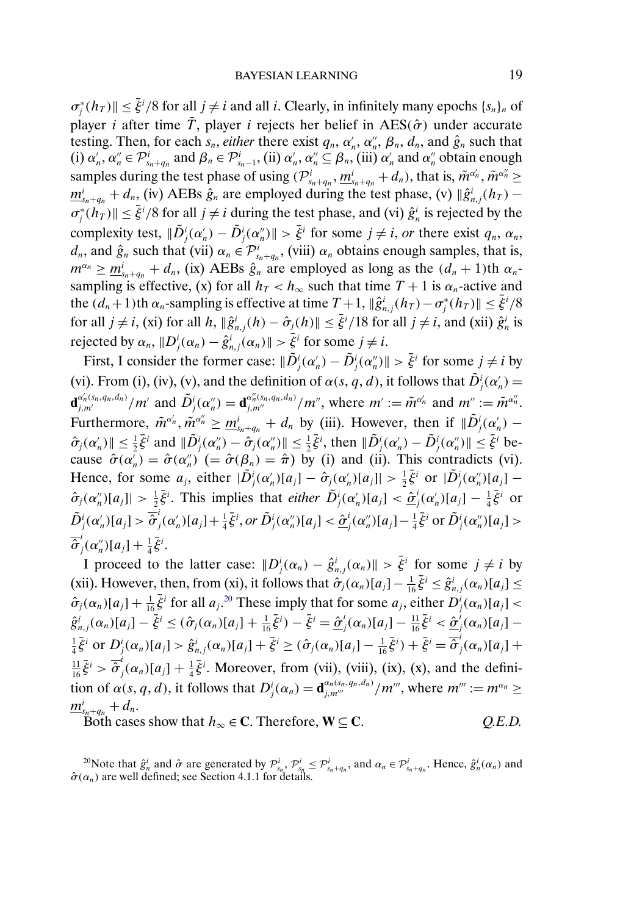$\sigma_j^*(h_T)\| \leq \bar{\xi}^i/8$ for all $j \neq i$ and all $i$. Clearly, in infinitely many epochs $\{s_n\}_n$ of player $i$ after time $\bar{T}$, player $i$ rejects her belief in AES($\hat{\sigma}$) under accurate testing. Then, for each $s_n$, *either* there exist $q_n$, $\alpha_n'$, $\alpha_n''$, $\beta_n$, $d_n$, and $\hat{g}_n$ such that (i) $\alpha_n', \alpha_n'' \in \mathcal{P}^i_{s_n+q_n}$ and $\beta_n \in \mathcal{P}^i_{s_n-1}$, (ii) $\alpha_n', \alpha_n'' \subseteq \beta_n$, (iii) $\alpha_n'$ and $\alpha_n''$ obtain enough samples during the test phase of using $(\mathcal{P}^i_{s_n+q_n}, \underline{m}^i_{s_n+q_n} + d_n)$, that is, $\tilde{m}^{\alpha_n'}, \tilde{m}^{\alpha_n''} \geq \underline{m}^i_{s_n+q_n} + d_n$, (iv) AEBs $\hat{g}_n$ are employed during the test phase, (v) $\|\hat{g}^i_{n,j}(h_T) - \sigma_j^*(h_T)\| \leq \bar{\xi}^i/8$ for all $j \neq i$ during the test phase, and (vi) $\hat{g}^i_n$ is rejected by the complexity test, $\|\tilde{D}^i_j(\alpha_n') - \tilde{D}^i_j(\alpha_n'')\| > \bar{\xi}^i$ for some $j \neq i$, *or* there exist $q_n$, $\alpha_n$, $d_n$, and $\hat{g}_n$ such that (vii) $\alpha_n \in \mathcal{P}^i_{s_n+q_n}$, (viii) $\alpha_n$ obtains enough samples, that is, $m^{\alpha_n} \geq \underline{m}^i_{s_n+q_n} + d_n$, (ix) AEBs $\hat{g}_n$ are employed as long as the $(d_n+1)$th $\alpha_n$-sampling is effective, (x) for all $h_T < h_\infty$ such that time $T+1$ is $\alpha_n$-active and the $(d_n+1)$th $\alpha_n$-sampling is effective at time $T+1$, $\|\hat{g}^i_{n,j}(h_T) - \sigma_j^*(h_T)\| \leq \bar{\xi}^i/8$ for all $j \neq i$, (xi) for all $h$, $\|\hat{g}^i_{n,j}(h) - \hat{\sigma}_j(h)\| \leq \bar{\xi}^i/18$ for all $j \neq i$, and (xii) $\hat{g}^i_n$ is rejected by $\alpha_n$, $\|D^i_j(\alpha_n) - \hat{g}^i_{n,j}(\alpha_n)\| > \bar{\xi}^i$ for some $j \neq i$.

First, I consider the former case: $\|\tilde{D}^i_j(\alpha_n') - \tilde{D}^i_j(\alpha_n'')\| > \bar{\xi}^i$ for some $j \neq i$ by (vi). From (i), (iv), (v), and the definition of $\alpha(s,q,d)$, it follows that $\tilde{D}^i_j(\alpha_n') = \mathbf{d}^{\alpha_n'(s_n,q_n,d_n)}_{j,m'}/m'$ and $\tilde{D}^i_j(\alpha_n'') = \mathbf{d}^{\alpha_n''(s_n,q_n,d_n)}_{j,m''}/m''$, where $m' := \tilde{m}^{\alpha_n'}$ and $m'' := \tilde{m}^{\alpha_n''}$. Furthermore, $\tilde{m}^{\alpha_n'}, \tilde{m}^{\alpha_n''} \geq \underline{m}^i_{s_n+q_n} + d_n$ by (iii). However, then if $\|\tilde{D}^i_j(\alpha_n') - \hat{\sigma}_j(\alpha_n')\| \leq \frac{1}{2}\bar{\xi}^i$ and $\|\tilde{D}^i_j(\alpha_n'') - \hat{\sigma}_j(\alpha_n'')\| \leq \frac{1}{2}\bar{\xi}^i$, then $\|\tilde{D}^i_j(\alpha_n') - \tilde{D}^i_j(\alpha_n'')\| \leq \bar{\xi}^i$ because $\hat{\sigma}(\alpha_n') = \hat{\sigma}(\alpha_n'')$ $(= \hat{\sigma}(\beta_n) = \hat{\pi})$ by (i) and (ii). This contradicts (vi). Hence, for some $a_j$, either $|\tilde{D}^i_j(\alpha_n')[a_j] - \hat{\sigma}_j(\alpha_n')[a_j]| > \frac{1}{2}\bar{\xi}^i$ or $|\tilde{D}^i_j(\alpha_n'')[a_j] - \hat{\sigma}_j(\alpha_n'')[a_j]| > \frac{1}{2}\bar{\xi}^i$. This implies that *either* $\tilde{D}^i_j(\alpha_n')[a_j] < \underline{\hat{\sigma}}^i_j(\alpha_n')[a_j] - \frac{1}{4}\bar{\xi}^i$ or $\tilde{D}^i_j(\alpha_n')[a_j] > \overline{\hat{\sigma}}^i_j(\alpha_n')[a_j] + \frac{1}{4}\bar{\xi}^i$, *or* $\tilde{D}^i_j(\alpha_n'')[a_j] < \underline{\hat{\sigma}}^i_j(\alpha_n'')[a_j] - \frac{1}{4}\bar{\xi}^i$ or $\tilde{D}^i_j(\alpha_n'')[a_j] > \overline{\hat{\sigma}}^i_j(\alpha_n'')[a_j] + \frac{1}{4}\bar{\xi}^i$.

I proceed to the latter case: $\|D^i_j(\alpha_n) - \hat{g}^i_{n,j}(\alpha_n)\| > \bar{\xi}^i$ for some $j \neq i$ by (xii). However, then, from (xi), it follows that $\hat{\sigma}_j(\alpha_n)[a_j] - \frac{1}{16}\bar{\xi}^i \leq \hat{g}^i_{n,j}(\alpha_n)[a_j] \leq \hat{\sigma}_j(\alpha_n)[a_j] + \frac{1}{16}\bar{\xi}^i$ for all $a_j$.[20] These imply that for some $a_j$, either $D^i_j(\alpha_n)[a_j] < \hat{g}^i_{n,j}(\alpha_n)[a_j] - \bar{\xi}^i \leq (\hat{\sigma}_j(\alpha_n)[a_j] + \frac{1}{16}\bar{\xi}^i) - \bar{\xi}^i = \underline{\hat{\sigma}}^i_j(\alpha_n)[a_j] - \frac{11}{16}\bar{\xi}^i < \underline{\hat{\sigma}}^i_j(\alpha_n)[a_j] - \frac{1}{4}\bar{\xi}^i$ or $D^i_j(\alpha_n)[a_j] > \hat{g}^i_{n,j}(\alpha_n)[a_j] + \bar{\xi}^i \geq (\hat{\sigma}_j(\alpha_n)[a_j] - \frac{1}{16}\bar{\xi}^i) + \bar{\xi}^i = \overline{\hat{\sigma}}^i_j(\alpha_n)[a_j] + \frac{11}{16}\bar{\xi}^i > \overline{\hat{\sigma}}^i_j(\alpha_n)[a_j] + \frac{1}{4}\bar{\xi}^i$. Moreover, from (vii), (viii), (ix), (x), and the definition of $\alpha(s,q,d)$, it follows that $D^i_j(\alpha_n) = \mathbf{d}^{\alpha_n(s_n,q_n,d_n)}_{j,m'''}/m'''$, where $m''' := m^{\alpha_n} \geq \underline{m}^i_{s_n+q_n} + d_n$.

Both cases show that $h_\infty \in \mathbf{C}$. Therefore, $\mathbf{W} \subseteq \mathbf{C}$. *Q.E.D.*

[20] Note that $\hat{g}^i_n$ and $\hat{\sigma}$ are generated by $\mathcal{P}^i_{s_n}$, $\mathcal{P}^i_{s_n} \leq \mathcal{P}^i_{s_n+q_n}$, and $\alpha_n \in \mathcal{P}^i_{s_n+q_n}$. Hence, $\hat{g}^i_n(\alpha_n)$ and $\hat{\sigma}(\alpha_n)$ are well defined; see Section 4.1.1 for details.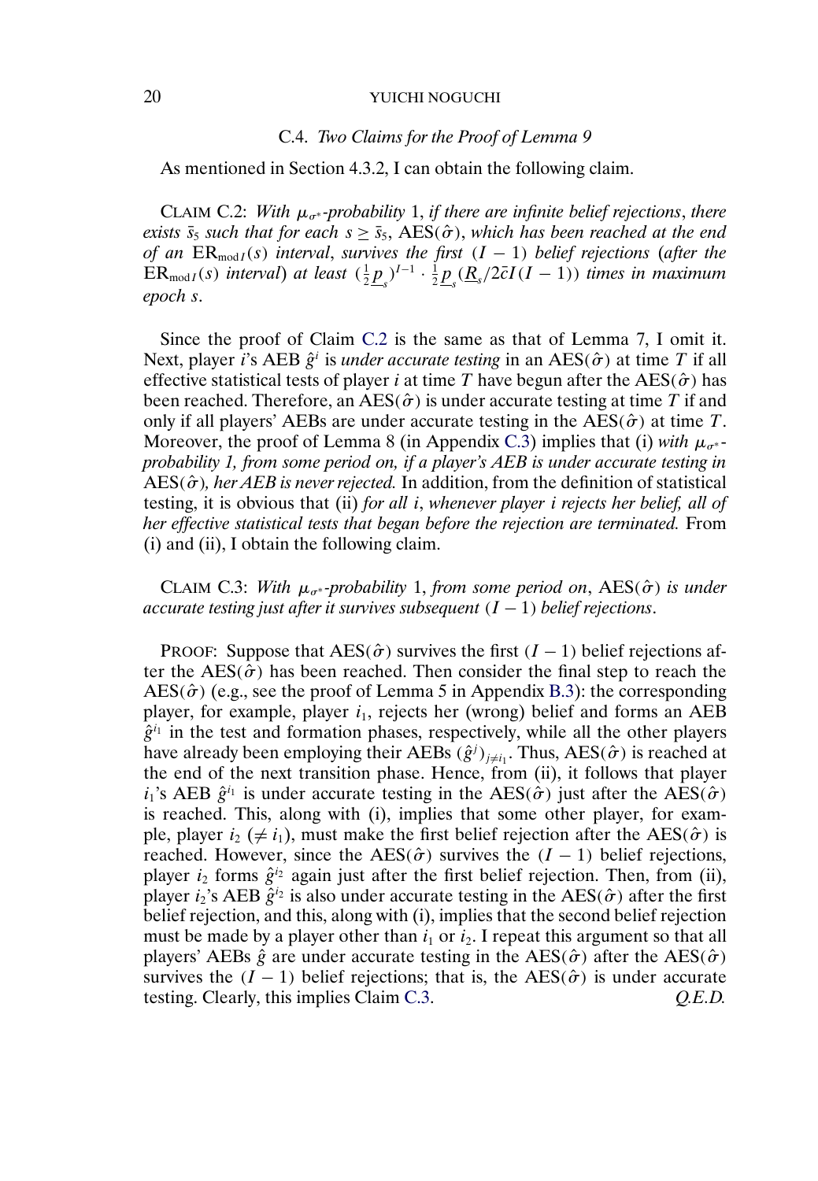### C.4. *Two Claims for the Proof of Lemma 9*

As mentioned in Section 4.3.2, I can obtain the following claim.

CLAIM C.2: *With $\mu_{\sigma^*}$-probability* 1, *if there are infinite belief rejections*, *there exists $\bar{s}_5$ such that for each $s \geq \bar{s}_5$, $\text{AES}(\hat{\sigma})$, which has been reached at the end of an $\text{ER}_{\text{mod}\, I}(s)$ interval*, *survives the first $(I-1)$ belief rejections* (*after the $\text{ER}_{\text{mod}\, I}(s)$ interval*) *at least $(\frac{1}{2}\underline{p}_s)^{I-1} \cdot \frac{1}{2}\underline{p}_s(\underline{R}_s/2\bar{c}I(I-1))$ times in maximum epoch $s$*.

Since the proof of Claim C.2 is the same as that of Lemma 7, I omit it. Next, player $i$'s AEB $\hat{g}^i$ is *under accurate testing* in an $\text{AES}(\hat{\sigma})$ at time $T$ if all effective statistical tests of player $i$ at time $T$ have begun after the $\text{AES}(\hat{\sigma})$ has been reached. Therefore, an $\text{AES}(\hat{\sigma})$ is under accurate testing at time $T$ if and only if all players' AEBs are under accurate testing in the $\text{AES}(\hat{\sigma})$ at time $T$. Moreover, the proof of Lemma 8 (in Appendix C.3) implies that (i) *with $\mu_{\sigma^*}$-probability 1, from some period on, if a player's AEB is under accurate testing in $\text{AES}(\hat{\sigma})$, her AEB is never rejected.* In addition, from the definition of statistical testing, it is obvious that (ii) *for all $i$*, *whenever player $i$ rejects her belief, all of her effective statistical tests that began before the rejection are terminated.* From (i) and (ii), I obtain the following claim.

CLAIM C.3: *With $\mu_{\sigma^*}$-probability* 1, *from some period on*, $\text{AES}(\hat{\sigma})$ *is under accurate testing just after it survives subsequent $(I-1)$ belief rejections*.

PROOF: Suppose that $\text{AES}(\hat{\sigma})$ survives the first $(I-1)$ belief rejections after the $\text{AES}(\hat{\sigma})$ has been reached. Then consider the final step to reach the $\text{AES}(\hat{\sigma})$ (e.g., see the proof of Lemma 5 in Appendix B.3): the corresponding player, for example, player $i_1$, rejects her (wrong) belief and forms an AEB $\hat{g}^{i_1}$ in the test and formation phases, respectively, while all the other players have already been employing their AEBs $(\hat{g}^j)_{j \neq i_1}$. Thus, $\text{AES}(\hat{\sigma})$ is reached at the end of the next transition phase. Hence, from (ii), it follows that player $i_1$'s AEB $\hat{g}^{i_1}$ is under accurate testing in the $\text{AES}(\hat{\sigma})$ just after the $\text{AES}(\hat{\sigma})$ is reached. This, along with (i), implies that some other player, for example, player $i_2$ ($\neq i_1$), must make the first belief rejection after the $\text{AES}(\hat{\sigma})$ is reached. However, since the $\text{AES}(\hat{\sigma})$ survives the $(I-1)$ belief rejections, player $i_2$ forms $\hat{g}^{i_2}$ again just after the first belief rejection. Then, from (ii), player $i_2$'s AEB $\hat{g}^{i_2}$ is also under accurate testing in the $\text{AES}(\hat{\sigma})$ after the first belief rejection, and this, along with (i), implies that the second belief rejection must be made by a player other than $i_1$ or $i_2$. I repeat this argument so that all players' AEBs $\hat{g}$ are under accurate testing in the $\text{AES}(\hat{\sigma})$ after the $\text{AES}(\hat{\sigma})$ survives the $(I-1)$ belief rejections; that is, the $\text{AES}(\hat{\sigma})$ is under accurate testing. Clearly, this implies Claim C.3. *Q.E.D.*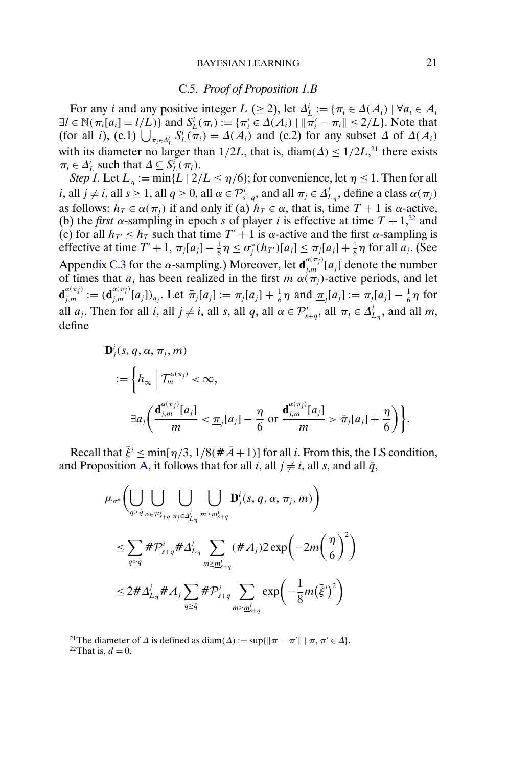### C.5. *Proof of Proposition 1.B*

For any $i$ and any positive integer $L$ ($\geq 2$), let $\Delta^i_L := \{\pi_i \in \Delta(A_i) \mid \forall a_i \in A_i\ \exists l \in \mathbb{N}(\pi_i[a_i] = l/L)\}$ and $S^i_L(\pi_i) := \{\pi'_i \in \Delta(A_i) \mid \|\pi'_i - \pi_i\| \leq 2/L\}$. Note that (for all $i$), (c.1) $\bigcup_{\pi_i \in \Delta^i_L} S^i_L(\pi_i) = \Delta(A_i)$ and (c.2) for any subset $\Delta$ of $\Delta(A_i)$ with its diameter no larger than $1/2L$, that is, $\mathrm{diam}(\Delta) \leq 1/2L$,[21] there exists $\pi_i \in \Delta^i_L$ such that $\Delta \subseteq S^i_L(\pi_i)$.

*Step 1.* Let $L_\eta := \min\{L \mid 2/L \leq \eta/6\}$; for convenience, let $\eta \leq 1$. Then for all $i$, all $j \neq i$, all $s \geq 1$, all $q \geq 0$, all $\alpha \in \mathcal{P}^i_{s+q}$, and all $\pi_j \in \Delta^j_{L_\eta}$, define a class $\alpha(\pi_j)$ as follows: $h_T \in \alpha(\pi_j)$ if and only if (a) $h_T \in \alpha$, that is, time $T+1$ is $\alpha$-active, (b) the *first* $\alpha$-sampling in epoch $s$ of player $i$ is effective at time $T+1$,[22] and (c) for all $h_{T'} \leq h_T$ such that time $T'+1$ is $\alpha$-active and the first $\alpha$-sampling is effective at time $T'+1$, $\pi_j[a_j] - \frac{1}{6}\eta \leq \sigma^*_j(h_{T'})[a_j] \leq \pi_j[a_j] + \frac{1}{6}\eta$ for all $a_j$. (See Appendix C.3 for the $\alpha$-sampling.) Moreover, let $\mathbf{d}^{\alpha(\pi_j)}_{j,m}[a_j]$ denote the number of times that $a_j$ has been realized in the first $m$ $\alpha(\pi_j)$-active periods, and let $\mathbf{d}^{\alpha(\pi_j)}_{j,m} := (\mathbf{d}^{\alpha(\pi_j)}_{j,m}[a_j])_{a_j}$. Let $\bar{\pi}_j[a_j] := \pi_j[a_j] + \frac{1}{6}\eta$ and $\underline{\pi}_j[a_j] := \pi_j[a_j] - \frac{1}{6}\eta$ for all $a_j$. Then for all $i$, all $j \neq i$, all $s$, all $q$, all $\alpha \in \mathcal{P}^i_{s+q}$, all $\pi_j \in \Delta^j_{L_\eta}$, and all $m$, define

$$
\begin{aligned}
&\mathbf{D}^i_j(s, q, \alpha, \pi_j, m) \\
&:= \left\{ h_\infty \;\middle|\; \mathcal{T}^{\alpha(\pi_j)}_m < \infty, \right. \\
&\qquad \left. \exists a_j \left( \frac{\mathbf{d}^{\alpha(\pi_j)}_{j,m}[a_j]}{m} < \underline{\pi}_j[a_j] - \frac{\eta}{6} \text{ or } \frac{\mathbf{d}^{\alpha(\pi_j)}_{j,m}[a_j]}{m} > \bar{\pi}_j[a_j] + \frac{\eta}{6} \right) \right\}.
\end{aligned}
$$

Recall that $\bar{\xi}^i \leq \min[\eta/3, 1/8(\#\bar{A}+1)]$ for all $i$. From this, the LS condition, and Proposition A, it follows that for all $i$, all $j \neq i$, all $s$, and all $\bar{q}$,

$$
\begin{aligned}
&\mu_{\sigma^*}\left( \bigcup_{q \geq \bar{q}} \bigcup_{\alpha \in \mathcal{P}^i_{s+q}} \bigcup_{\pi_j \in \Delta^j_{L_\eta}} \bigcup_{m \geq \underline{m}^i_{s+q}} \mathbf{D}^i_j(s, q, \alpha, \pi_j, m) \right) \\
&\leq \sum_{q \geq \bar{q}} \#\mathcal{P}^i_{s+q} \#\Delta^j_{L_\eta} \sum_{m \geq \underline{m}^i_{s+q}} (\#A_j) 2 \exp\left( -2m\left(\frac{\eta}{6}\right)^2 \right) \\
&\leq 2\#\Delta^j_{L_\eta} \#A_j \sum_{q \geq \bar{q}} \#\mathcal{P}^i_{s+q} \sum_{m \geq \underline{m}^i_{s+q}} \exp\left( -\frac{1}{8} m \left(\bar{\xi}^i\right)^2 \right)
\end{aligned}
$$

[21] The diameter of $\Delta$ is defined as $\mathrm{diam}(\Delta) := \sup\{\|\pi - \pi'\| \mid \pi, \pi' \in \Delta\}$.

[22] That is, $d = 0$.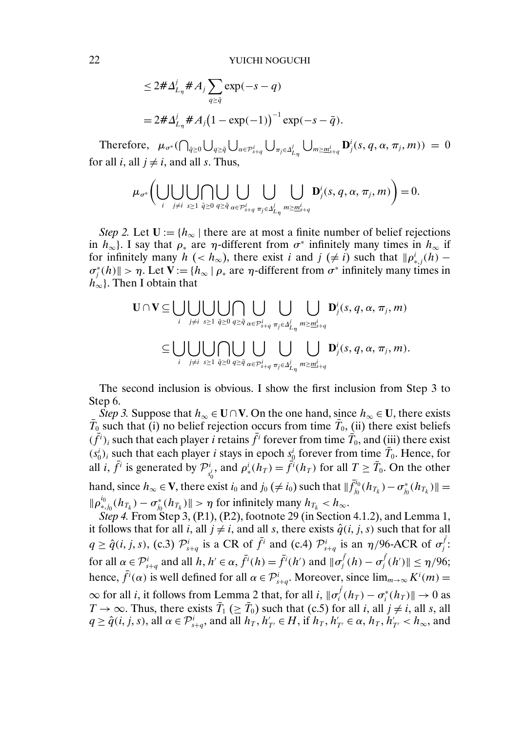$$\leq 2\#\Delta^j_{L_\eta}\#A_j \sum_{q\geq \bar{q}} \exp(-s-q)$$

$$= 2\#\Delta^j_{L_\eta}\#A_j\big(1-\exp(-1)\big)^{-1}\exp(-s-\bar{q}).$$

Therefore, $\mu_{\sigma^*}(\bigcap_{\bar{q}\geq 0}\bigcup_{q\geq \bar{q}}\bigcup_{\alpha\in\mathcal{P}^i_{s+q}}\bigcup_{\pi_j\in\Delta^j_{L_\eta}}\bigcup_{m\geq \underline{m}^i_{s+q}}\mathbf{D}^i_j(s,q,\alpha,\pi_j,m)) = 0$ for all $i$, all $j\neq i$, and all $s$. Thus,

$$\mu_{\sigma^*}\Bigg(\bigcup_i\bigcup_{j\neq i}\bigcup_{s\geq 1}\bigcap_{\bar{q}\geq 0}\bigcup_{q\geq \bar{q}}\bigcup_{\alpha\in\mathcal{P}^i_{s+q}}\bigcup_{\pi_j\in\Delta^j_{L_\eta}}\bigcup_{m\geq \underline{m}^i_{s+q}}\mathbf{D}^i_j(s,q,\alpha,\pi_j,m)\Bigg)=0.$$

*Step 2.* Let $\mathbf{U} := \{h_\infty \mid$ there are at most a finite number of belief rejections in $h_\infty\}$. I say that $\rho_*$ are $\eta$-different from $\sigma^*$ infinitely many times in $h_\infty$ if for infinitely many $h$ ($< h_\infty$), there exist $i$ and $j$ ($\neq i$) such that $\|\rho^i_{*,j}(h) - \sigma^*_j(h)\| > \eta$. Let $\mathbf{V} := \{h_\infty \mid \rho_*$ are $\eta$-different from $\sigma^*$ infinitely many times in $h_\infty\}$. Then I obtain that

$$\mathbf{U}\cap\mathbf{V} \subseteq \bigcup_i\bigcup_{j\neq i}\bigcup_{s\geq 1}\bigcup_{\bar{q}\geq 0}\bigcap_{q\geq \bar{q}}\bigcup_{\alpha\in\mathcal{P}^i_{s+q}}\bigcup_{\pi_j\in\Delta^j_{L_\eta}}\bigcup_{m\geq \underline{m}^i_{s+q}}\mathbf{D}^i_j(s,q,\alpha,\pi_j,m)$$

$$\subseteq \bigcup_i\bigcup_{j\neq i}\bigcup_{s\geq 1}\bigcap_{\bar{q}\geq 0}\bigcup_{q\geq \bar{q}}\bigcup_{\alpha\in\mathcal{P}^i_{s+q}}\bigcup_{\pi_j\in\Delta^j_{L_\eta}}\bigcup_{m\geq \underline{m}^i_{s+q}}\mathbf{D}^i_j(s,q,\alpha,\pi_j,m).$$

The second inclusion is obvious. I show the first inclusion from Step 3 to Step 6.

*Step 3.* Suppose that $h_\infty \in \mathbf{U}\cap\mathbf{V}$. On the one hand, since $h_\infty\in\mathbf{U}$, there exists $\bar{T}_0$ such that (i) no belief rejection occurs from time $\bar{T}_0$, (ii) there exist beliefs $(\bar{f}^i)_i$ such that each player $i$ retains $\bar{f}^i$ forever from time $\bar{T}_0$, and (iii) there exist $(s^i_0)_i$ such that each player $i$ stays in epoch $s^i_0$ forever from time $\bar{T}_0$. Hence, for all $i$, $\bar{f}^i$ is generated by $\mathcal{P}^i_{s^i_0}$, and $\rho^i_*(h_T) = \bar{f}^i(h_T)$ for all $T\geq \bar{T}_0$. On the other hand, since $h_\infty\in\mathbf{V}$, there exist $i_0$ and $j_0$ ($\neq i_0$) such that $\|\bar{f}^{i_0}_{j_0}(h_{T_k}) - \sigma^*_{j_0}(h_{T_k})\| = \|\rho^{i_0}_{*,j_0}(h_{T_k}) - \sigma^*_{j_0}(h_{T_k})\| > \eta$ for infinitely many $h_{T_k} < h_\infty$.

*Step 4.* From Step 3, (P.1), (P.2), footnote 29 (in Section 4.1.2), and Lemma 1, it follows that for all $i$, all $j\neq i$, and all $s$, there exists $\hat{q}(i,j,s)$ such that for all $q\geq \hat{q}(i,j,s)$, (c.3) $\mathcal{P}^i_{s+q}$ is a CR of $\bar{f}^i$ and (c.4) $\mathcal{P}^i_{s+q}$ is an $\eta/96$-ACR of $\sigma^{\bar{f}}_j$: for all $\alpha\in\mathcal{P}^i_{s+q}$ and all $h,h'\in\alpha$, $\bar{f}^i(h)=\bar{f}^i(h')$ and $\|\sigma^{\bar{f}}_j(h)-\sigma^{\bar{f}}_j(h')\|\leq \eta/96$; hence, $\bar{f}^i(\alpha)$ is well defined for all $\alpha\in\mathcal{P}^i_{s+q}$. Moreover, since $\lim_{m\to\infty}K^i(m)=\infty$ for all $i$, it follows from Lemma 2 that, for all $i$, $\|\sigma^{\bar{f}}_i(h_T)-\sigma^*_i(h_T)\|\to 0$ as $T\to\infty$. Thus, there exists $\bar{T}_1$ ($\geq \bar{T}_0$) such that (c.5) for all $i$, all $j\neq i$, all $s$, all $q\geq \hat{q}(i,j,s)$, all $\alpha\in\mathcal{P}^i_{s+q}$, and all $h_T, h'_{T'}\in H$, if $h_T, h'_{T'}\in\alpha$, $h_T, h'_{T'} < h_\infty$, and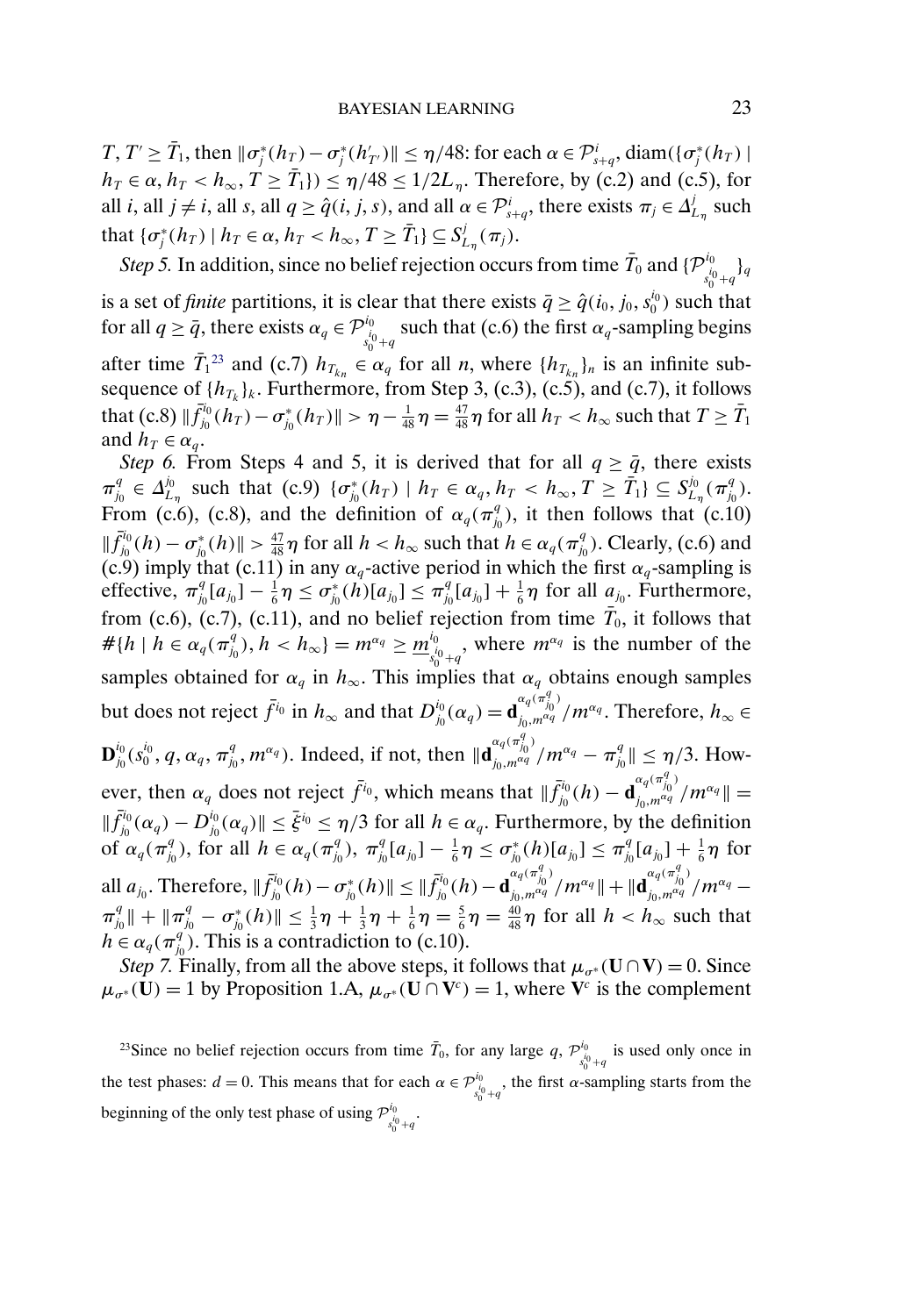$T, T' \geq \bar{T}_1$, then $\|\sigma_j^*(h_T) - \sigma_j^*(h'_{T'})\| \leq \eta/48$: for each $\alpha \in \mathcal{P}^i_{s+q}$, $\text{diam}(\{\sigma_j^*(h_T) \mid h_T \in \alpha, h_T < h_\infty, T \geq \bar{T}_1\}) \leq \eta/48 \leq 1/2L_\eta$. Therefore, by (c.2) and (c.5), for all $i$, all $j \neq i$, all $s$, all $q \geq \hat{q}(i, j, s)$, and all $\alpha \in \mathcal{P}^i_{s+q}$, there exists $\pi_j \in \Delta^j_{L_\eta}$ such that $\{\sigma_j^*(h_T) \mid h_T \in \alpha, h_T < h_\infty, T \geq \bar{T}_1\} \subseteq S^j_{L_\eta}(\pi_j)$.

*Step 5.* In addition, since no belief rejection occurs from time $\bar{T}_0$ and $\{\mathcal{P}^{i_0}_{s_0^{i_0}+q}\}_q$ is a set of *finite* partitions, it is clear that there exists $\bar{q} \geq \hat{q}(i_0, j_0, s_0^{i_0})$ such that for all $q \geq \bar{q}$, there exists $\alpha_q \in \mathcal{P}^{i_0}_{s_0^{i_0}+q}$ such that (c.6) the first $\alpha_q$-sampling begins after time $\bar{T}_1$[23] and (c.7) $h_{T_{k_n}} \in \alpha_q$ for all $n$, where $\{h_{T_{k_n}}\}_n$ is an infinite subsequence of $\{h_{T_k}\}_k$. Furthermore, from Step 3, (c.3), (c.5), and (c.7), it follows that (c.8) $\|\bar{f}^{i_0}_{j_0}(h_T) - \sigma^*_{j_0}(h_T)\| > \eta - \frac{1}{48}\eta = \frac{47}{48}\eta$ for all $h_T < h_\infty$ such that $T \geq \bar{T}_1$ and $h_T \in \alpha_q$.

*Step 6.* From Steps 4 and 5, it is derived that for all $q \geq \bar{q}$, there exists $\pi^q_{j_0} \in \Delta^{j_0}_{L_\eta}$ such that (c.9) $\{\sigma^*_{j_0}(h_T) \mid h_T \in \alpha_q, h_T < h_\infty, T \geq \bar{T}_1\} \subseteq S^{j_0}_{L_\eta}(\pi^q_{j_0})$. From (c.6), (c.8), and the definition of $\alpha_q(\pi^q_{j_0})$, it then follows that (c.10) $\|\bar{f}^{i_0}_{j_0}(h) - \sigma^*_{j_0}(h)\| > \frac{47}{48}\eta$ for all $h < h_\infty$ such that $h \in \alpha_q(\pi^q_{j_0})$. Clearly, (c.6) and (c.9) imply that (c.11) in any $\alpha_q$-active period in which the first $\alpha_q$-sampling is effective, $\pi^q_{j_0}[a_{j_0}] - \frac{1}{6}\eta \leq \sigma^*_{j_0}(h)[a_{j_0}] \leq \pi^q_{j_0}[a_{j_0}] + \frac{1}{6}\eta$ for all $a_{j_0}$. Furthermore, from (c.6), (c.7), (c.11), and no belief rejection from time $\bar{T}_0$, it follows that $\#\{h \mid h \in \alpha_q(\pi^q_{j_0}), h < h_\infty\} = m^{\alpha_q} \geq \underline{m}^{i_0}_{s_0^{i_0}+q}$, where $m^{\alpha_q}$ is the number of the samples obtained for $\alpha_q$ in $h_\infty$. This implies that $\alpha_q$ obtains enough samples but does not reject $\bar{f}^{i_0}$ in $h_\infty$ and that $D^{i_0}_{j_0}(\alpha_q) = \mathbf{d}^{\alpha_q(\pi^q_{j_0})}_{j_0, m^{\alpha_q}}/m^{\alpha_q}$. Therefore, $h_\infty \in \mathbf{D}^{i_0}_{j_0}(s_0^{i_0}, q, \alpha_q, \pi^q_{j_0}, m^{\alpha_q})$. Indeed, if not, then $\|\mathbf{d}^{\alpha_q(\pi^q_{j_0})}_{j_0, m^{\alpha_q}}/m^{\alpha_q} - \pi^q_{j_0}\| \leq \eta/3$. However, then $\alpha_q$ does not reject $\bar{f}^{i_0}$, which means that $\|\bar{f}^{i_0}_{j_0}(h) - \mathbf{d}^{\alpha_q(\pi^q_{j_0})}_{j_0, m^{\alpha_q}}/m^{\alpha_q}\| = \|\bar{f}^{i_0}_{j_0}(\alpha_q) - D^{i_0}_{j_0}(\alpha_q)\| \leq \bar{\xi}^{i_0} \leq \eta/3$ for all $h \in \alpha_q$. Furthermore, by the definition of $\alpha_q(\pi^q_{j_0})$, for all $h \in \alpha_q(\pi^q_{j_0})$, $\pi^q_{j_0}[a_{j_0}] - \frac{1}{6}\eta \leq \sigma^*_{j_0}(h)[a_{j_0}] \leq \pi^q_{j_0}[a_{j_0}] + \frac{1}{6}\eta$ for all $a_{j_0}$. Therefore, $\|\bar{f}^{i_0}_{j_0}(h) - \sigma^*_{j_0}(h)\| \leq \|\bar{f}^{i_0}_{j_0}(h) - \mathbf{d}^{\alpha_q(\pi^q_{j_0})}_{j_0, m^{\alpha_q}}/m^{\alpha_q}\| + \|\mathbf{d}^{\alpha_q(\pi^q_{j_0})}_{j_0, m^{\alpha_q}}/m^{\alpha_q} - \pi^q_{j_0}\| + \|\pi^q_{j_0} - \sigma^*_{j_0}(h)\| \leq \frac{1}{3}\eta + \frac{1}{3}\eta + \frac{1}{6}\eta = \frac{5}{6}\eta = \frac{40}{48}\eta$ for all $h < h_\infty$ such that $h \in \alpha_q(\pi^q_{j_0})$. This is a contradiction to (c.10).

*Step 7.* Finally, from all the above steps, it follows that $\mu_{\sigma^*}(\mathbf{U} \cap \mathbf{V}) = 0$. Since $\mu_{\sigma^*}(\mathbf{U}) = 1$ by Proposition 1.A, $\mu_{\sigma^*}(\mathbf{U} \cap \mathbf{V}^c) = 1$, where $\mathbf{V}^c$ is the complement

[23] Since no belief rejection occurs from time $\bar{T}_0$, for any large $q$, $\mathcal{P}^{i_0}_{s_0^{i_0}+q}$ is used only once in the test phases: $d = 0$. This means that for each $\alpha \in \mathcal{P}^{i_0}_{s_0^{i_0}+q}$, the first $\alpha$-sampling starts from the beginning of the only test phase of using $\mathcal{P}^{i_0}_{s_0^{i_0}+q}$.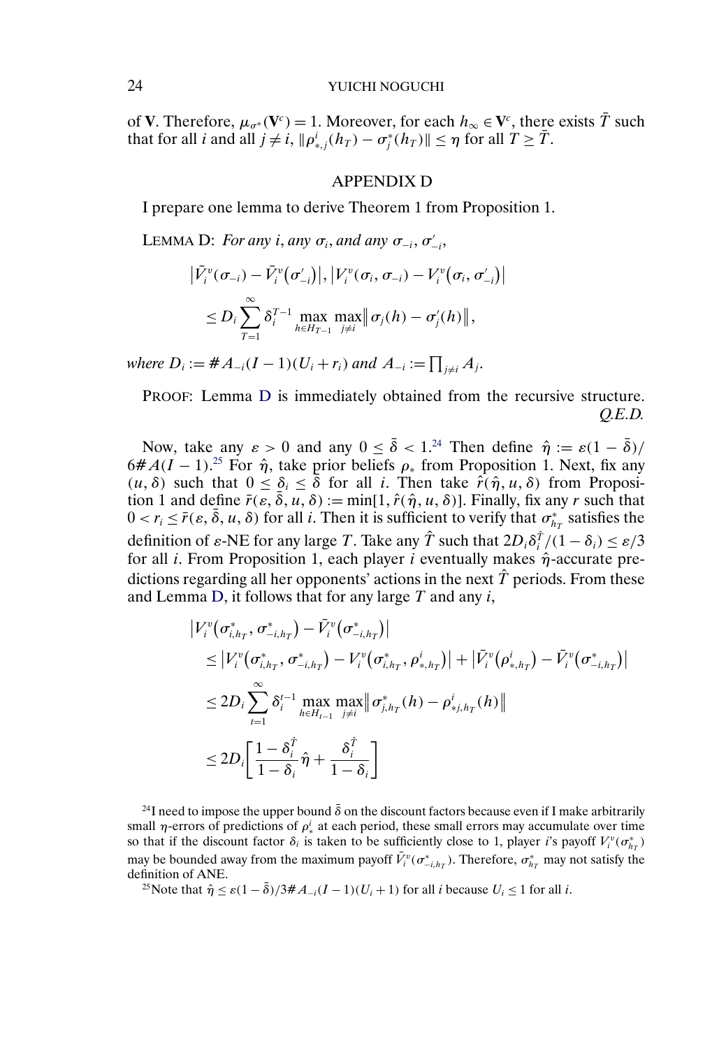of $\mathbf{V}$. Therefore, $\mu_{\sigma^*}(\mathbf{V}^c) = 1$. Moreover, for each $h_\infty \in \mathbf{V}^c$, there exists $\bar{T}$ such that for all $i$ and all $j \neq i$, $\|\rho^i_{*,j}(h_T) - \sigma^*_j(h_T)\| \leq \eta$ for all $T \geq \bar{T}$.

## APPENDIX D

I prepare one lemma to derive Theorem 1 from Proposition 1.

LEMMA D: *For any $i$, any $\sigma_i$, and any $\sigma_{-i}$, $\sigma'_{-i}$,*

$$
\begin{aligned}
&\left|\bar{V}^v_i(\sigma_{-i}) - \bar{V}^v_i(\sigma'_{-i})\right|, \left|V^v_i(\sigma_i, \sigma_{-i}) - V^v_i(\sigma_i, \sigma'_{-i})\right| \\
&\leq D_i \sum_{T=1}^{\infty} \delta_i^{T-1} \max_{h \in H_{T-1}} \max_{j \neq i} \left\| \sigma_j(h) - \sigma'_j(h) \right\|,
\end{aligned}
$$

*where $D_i := \# A_{-i}(I-1)(U_i + r_i)$ and $A_{-i} := \prod_{j \neq i} A_j$.*

PROOF: Lemma D is immediately obtained from the recursive structure. *Q.E.D.*

Now, take any $\varepsilon > 0$ and any $0 \leq \bar{\delta} < 1$.[24] Then define $\hat{\eta} := \varepsilon(1-\bar{\delta})/6\# A(I-1)$.[25] For $\hat{\eta}$, take prior beliefs $\rho_*$ from Proposition 1. Next, fix any $(u, \delta)$ such that $0 \leq \delta_i \leq \bar{\delta}$ for all $i$. Then take $\hat{r}(\hat{\eta}, u, \delta)$ from Proposition 1 and define $\bar{r}(\varepsilon, \bar{\delta}, u, \delta) := \min[1, \hat{r}(\hat{\eta}, u, \delta)]$. Finally, fix any $r$ such that $0 < r_i \leq \bar{r}(\varepsilon, \bar{\delta}, u, \delta)$ for all $i$. Then it is sufficient to verify that $\sigma^*_{h_T}$ satisfies the definition of $\varepsilon$-NE for any large $T$. Take any $\hat{T}$ such that $2D_i\delta_i^{\hat{T}}/(1-\delta_i) \leq \varepsilon/3$ for all $i$. From Proposition 1, each player $i$ eventually makes $\hat{\eta}$-accurate predictions regarding all her opponents' actions in the next $\hat{T}$ periods. From these and Lemma D, it follows that for any large $T$ and any $i$,

$$
\begin{aligned}
&\left|V^v_i\left(\sigma^*_{i,h_T}, \sigma^*_{-i,h_T}\right) - \bar{V}^v_i\left(\sigma^*_{-i,h_T}\right)\right| \\
&\leq \left|V^v_i\left(\sigma^*_{i,h_T}, \sigma^*_{-i,h_T}\right) - V^v_i\left(\sigma^*_{i,h_T}, \rho^i_{*,h_T}\right)\right| + \left|\bar{V}^v_i\left(\rho^i_{*,h_T}\right) - \bar{V}^v_i\left(\sigma^*_{-i,h_T}\right)\right| \\
&\leq 2D_i \sum_{t=1}^{\infty} \delta_i^{t-1} \max_{h \in H_{t-1}} \max_{j \neq i} \left\| \sigma^*_{j,h_T}(h) - \rho^i_{*j,h_T}(h) \right\| \\
&\leq 2D_i \left[\frac{1-\delta_i^{\hat{T}}}{1-\delta_i}\hat{\eta} + \frac{\delta_i^{\hat{T}}}{1-\delta_i}\right]
\end{aligned}
$$

[24] I need to impose the upper bound $\bar{\delta}$ on the discount factors because even if I make arbitrarily small $\eta$-errors of predictions of $\rho^i_*$ at each period, these small errors may accumulate over time so that if the discount factor $\delta_i$ is taken to be sufficiently close to 1, player $i$'s payoff $V^v_i(\sigma^*_{h_T})$ may be bounded away from the maximum payoff $\bar{V}^v_i(\sigma^*_{-i,h_T})$. Therefore, $\sigma^*_{h_T}$ may not satisfy the definition of ANE.

[25] Note that $\hat{\eta} \leq \varepsilon(1-\bar{\delta})/3\# A_{-i}(I-1)(U_i+1)$ for all $i$ because $U_i \leq 1$ for all $i$.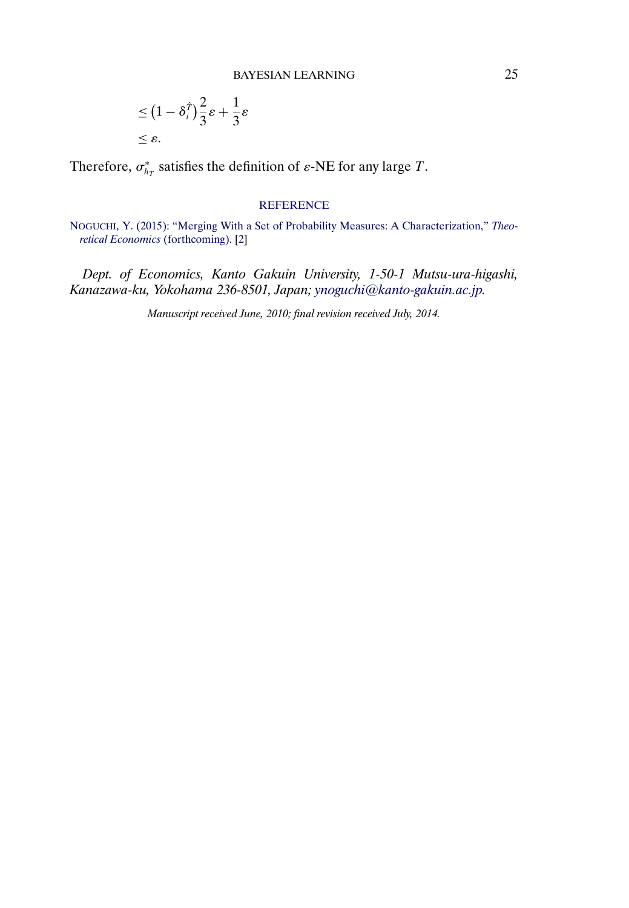$$
\begin{aligned}
&\leq \left(1-\delta_i^{\hat{T}}\right)\frac{2}{3}\varepsilon + \frac{1}{3}\varepsilon \\
&\leq \varepsilon.
\end{aligned}
$$

Therefore, $\sigma_{h_T}^*$ satisfies the definition of $\varepsilon$-NE for any large $T$.

## REFERENCE

NOGUCHI, Y. (2015): "Merging With a Set of Probability Measures: A Characterization," *Theoretical Economics* (forthcoming). [2]

*Dept. of Economics, Kanto Gakuin University, 1-50-1 Mutsu-ura-higashi, Kanazawa-ku, Yokohama 236-8501, Japan; ynoguchi@kanto-gakuin.ac.jp.*

*Manuscript received June, 2010; final revision received July, 2014.*